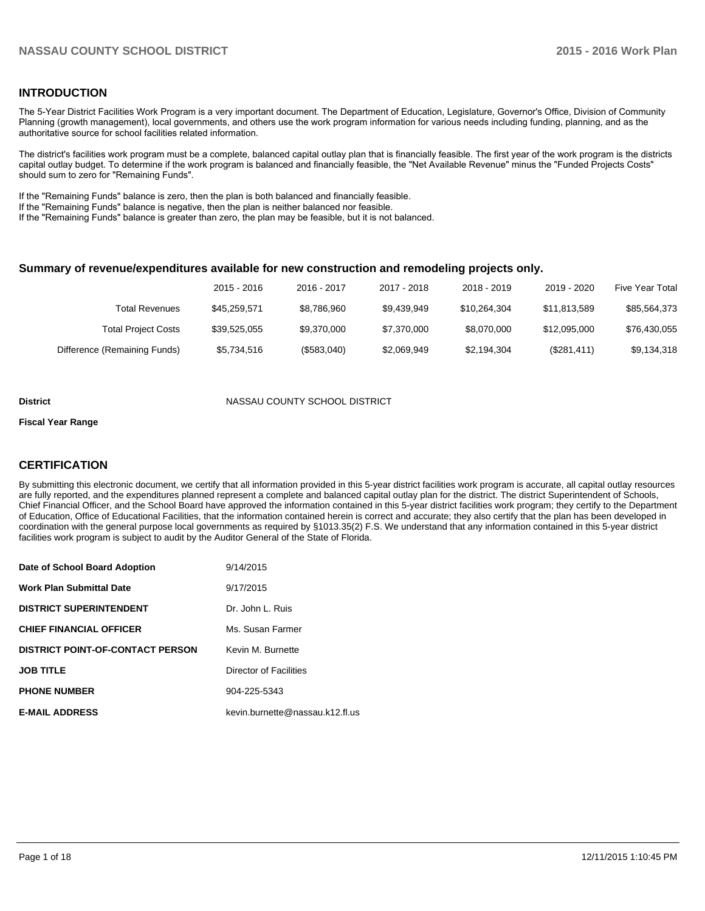## INTRODUCTION

The 5-Year District Facilities Work Program is a very important document. The Department of Education, Legislature, Governor's Office, Division of Community Planning (growth management), local governments, and others use the work program information for various needs including funding, planning, and as the authoritative source for school facilities related information.

The district's facilities work program must be a complete, balanced capital outlay plan that is financially feasible. The first year of the work program is the districts capital outlay budget. To determine if the work program is balanced and financially feasible, the "Net Available Revenue" minus the "Funded Projects Costs" should sum to zero for "Remaining Funds".

If the "Remaining Funds" balance is zero, then the plan is both balanced and financially feasible.
If the "Remaining Funds" balance is negative, then the plan is neither balanced nor feasible.
If the "Remaining Funds" balance is greater than zero, the plan may be feasible, but it is not balanced.

### Summary of revenue/expenditures available for new construction and remodeling projects only.

| | 2015 - 2016 | 2016 - 2017 | 2017 - 2018 | 2018 - 2019 | 2019 - 2020 | Five Year Total |
|---|---|---|---|---|---|---|
| Total Revenues | $45,259,571 | $8,786,960 | $9,439,949 | $10,264,304 | $11,813,589 | $85,564,373 |
| Total Project Costs | $39,525,055 | $9,370,000 | $7,370,000 | $8,070,000 | $12,095,000 | $76,430,055 |
| Difference (Remaining Funds) | $5,734,516 | ($583,040) | $2,069,949 | $2,194,304 | ($281,411) | $9,134,318 |

**District** NASSAU COUNTY SCHOOL DISTRICT

**Fiscal Year Range**

## CERTIFICATION

By submitting this electronic document, we certify that all information provided in this 5-year district facilities work program is accurate, all capital outlay resources are fully reported, and the expenditures planned represent a complete and balanced capital outlay plan for the district. The district Superintendent of Schools, Chief Financial Officer, and the School Board have approved the information contained in this 5-year district facilities work program; they certify to the Department of Education, Office of Educational Facilities, that the information contained herein is correct and accurate; they also certify that the plan has been developed in coordination with the general purpose local governments as required by §1013.35(2) F.S. We understand that any information contained in this 5-year district facilities work program is subject to audit by the Auditor General of the State of Florida.

| | |
|---|---|
| **Date of School Board Adoption** | 9/14/2015 |
| **Work Plan Submittal Date** | 9/17/2015 |
| **DISTRICT SUPERINTENDENT** | Dr. John L. Ruis |
| **CHIEF FINANCIAL OFFICER** | Ms. Susan Farmer |
| **DISTRICT POINT-OF-CONTACT PERSON** | Kevin M. Burnette |
| **JOB TITLE** | Director of Facilities |
| **PHONE NUMBER** | 904-225-5343 |
| **E-MAIL ADDRESS** | kevin.burnette@nassau.k12.fl.us |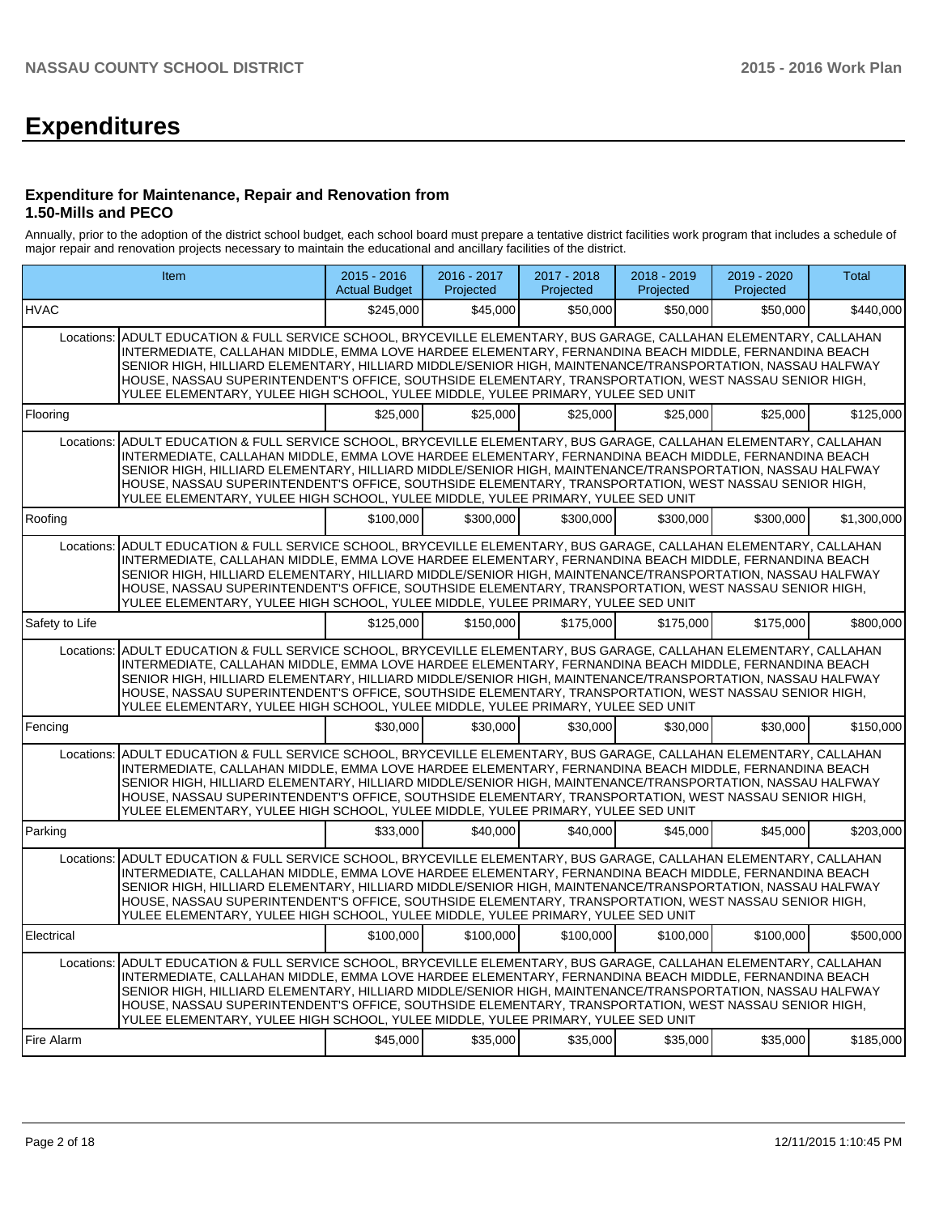# Expenditures

### Expenditure for Maintenance, Repair and Renovation from 1.50-Mills and PECO

Annually, prior to the adoption of the district school budget, each school board must prepare a tentative district facilities work program that includes a schedule of major repair and renovation projects necessary to maintain the educational and ancillary facilities of the district.

| Item | 2015 - 2016 Actual Budget | 2016 - 2017 Projected | 2017 - 2018 Projected | 2018 - 2019 Projected | 2019 - 2020 Projected | Total |
|---|---|---|---|---|---|---|
| HVAC | $245,000 | $45,000 | $50,000 | $50,000 | $50,000 | $440,000 |
| Locations: ADULT EDUCATION & FULL SERVICE SCHOOL, BRYCEVILLE ELEMENTARY, BUS GARAGE, CALLAHAN ELEMENTARY, CALLAHAN INTERMEDIATE, CALLAHAN MIDDLE, EMMA LOVE HARDEE ELEMENTARY, FERNANDINA BEACH MIDDLE, FERNANDINA BEACH SENIOR HIGH, HILLIARD ELEMENTARY, HILLIARD MIDDLE/SENIOR HIGH, MAINTENANCE/TRANSPORTATION, NASSAU HALFWAY HOUSE, NASSAU SUPERINTENDENT'S OFFICE, SOUTHSIDE ELEMENTARY, TRANSPORTATION, WEST NASSAU SENIOR HIGH, YULEE ELEMENTARY, YULEE HIGH SCHOOL, YULEE MIDDLE, YULEE PRIMARY, YULEE SED UNIT | | | | | | |
| Flooring | $25,000 | $25,000 | $25,000 | $25,000 | $25,000 | $125,000 |
| Locations: ADULT EDUCATION & FULL SERVICE SCHOOL, BRYCEVILLE ELEMENTARY, BUS GARAGE, CALLAHAN ELEMENTARY, CALLAHAN INTERMEDIATE, CALLAHAN MIDDLE, EMMA LOVE HARDEE ELEMENTARY, FERNANDINA BEACH MIDDLE, FERNANDINA BEACH SENIOR HIGH, HILLIARD ELEMENTARY, HILLIARD MIDDLE/SENIOR HIGH, MAINTENANCE/TRANSPORTATION, NASSAU HALFWAY HOUSE, NASSAU SUPERINTENDENT'S OFFICE, SOUTHSIDE ELEMENTARY, TRANSPORTATION, WEST NASSAU SENIOR HIGH, YULEE ELEMENTARY, YULEE HIGH SCHOOL, YULEE MIDDLE, YULEE PRIMARY, YULEE SED UNIT | | | | | | |
| Roofing | $100,000 | $300,000 | $300,000 | $300,000 | $300,000 | $1,300,000 |
| Locations: ADULT EDUCATION & FULL SERVICE SCHOOL, BRYCEVILLE ELEMENTARY, BUS GARAGE, CALLAHAN ELEMENTARY, CALLAHAN INTERMEDIATE, CALLAHAN MIDDLE, EMMA LOVE HARDEE ELEMENTARY, FERNANDINA BEACH MIDDLE, FERNANDINA BEACH SENIOR HIGH, HILLIARD ELEMENTARY, HILLIARD MIDDLE/SENIOR HIGH, MAINTENANCE/TRANSPORTATION, NASSAU HALFWAY HOUSE, NASSAU SUPERINTENDENT'S OFFICE, SOUTHSIDE ELEMENTARY, TRANSPORTATION, WEST NASSAU SENIOR HIGH, YULEE ELEMENTARY, YULEE HIGH SCHOOL, YULEE MIDDLE, YULEE PRIMARY, YULEE SED UNIT | | | | | | |
| Safety to Life | $125,000 | $150,000 | $175,000 | $175,000 | $175,000 | $800,000 |
| Locations: ADULT EDUCATION & FULL SERVICE SCHOOL, BRYCEVILLE ELEMENTARY, BUS GARAGE, CALLAHAN ELEMENTARY, CALLAHAN INTERMEDIATE, CALLAHAN MIDDLE, EMMA LOVE HARDEE ELEMENTARY, FERNANDINA BEACH MIDDLE, FERNANDINA BEACH SENIOR HIGH, HILLIARD ELEMENTARY, HILLIARD MIDDLE/SENIOR HIGH, MAINTENANCE/TRANSPORTATION, NASSAU HALFWAY HOUSE, NASSAU SUPERINTENDENT'S OFFICE, SOUTHSIDE ELEMENTARY, TRANSPORTATION, WEST NASSAU SENIOR HIGH, YULEE ELEMENTARY, YULEE HIGH SCHOOL, YULEE MIDDLE, YULEE PRIMARY, YULEE SED UNIT | | | | | | |
| Fencing | $30,000 | $30,000 | $30,000 | $30,000 | $30,000 | $150,000 |
| Locations: ADULT EDUCATION & FULL SERVICE SCHOOL, BRYCEVILLE ELEMENTARY, BUS GARAGE, CALLAHAN ELEMENTARY, CALLAHAN INTERMEDIATE, CALLAHAN MIDDLE, EMMA LOVE HARDEE ELEMENTARY, FERNANDINA BEACH MIDDLE, FERNANDINA BEACH SENIOR HIGH, HILLIARD ELEMENTARY, HILLIARD MIDDLE/SENIOR HIGH, MAINTENANCE/TRANSPORTATION, NASSAU HALFWAY HOUSE, NASSAU SUPERINTENDENT'S OFFICE, SOUTHSIDE ELEMENTARY, TRANSPORTATION, WEST NASSAU SENIOR HIGH, YULEE ELEMENTARY, YULEE HIGH SCHOOL, YULEE MIDDLE, YULEE PRIMARY, YULEE SED UNIT | | | | | | |
| Parking | $33,000 | $40,000 | $40,000 | $45,000 | $45,000 | $203,000 |
| Locations: ADULT EDUCATION & FULL SERVICE SCHOOL, BRYCEVILLE ELEMENTARY, BUS GARAGE, CALLAHAN ELEMENTARY, CALLAHAN INTERMEDIATE, CALLAHAN MIDDLE, EMMA LOVE HARDEE ELEMENTARY, FERNANDINA BEACH MIDDLE, FERNANDINA BEACH SENIOR HIGH, HILLIARD ELEMENTARY, HILLIARD MIDDLE/SENIOR HIGH, MAINTENANCE/TRANSPORTATION, NASSAU HALFWAY HOUSE, NASSAU SUPERINTENDENT'S OFFICE, SOUTHSIDE ELEMENTARY, TRANSPORTATION, WEST NASSAU SENIOR HIGH, YULEE ELEMENTARY, YULEE HIGH SCHOOL, YULEE MIDDLE, YULEE PRIMARY, YULEE SED UNIT | | | | | | |
| Electrical | $100,000 | $100,000 | $100,000 | $100,000 | $100,000 | $500,000 |
| Locations: ADULT EDUCATION & FULL SERVICE SCHOOL, BRYCEVILLE ELEMENTARY, BUS GARAGE, CALLAHAN ELEMENTARY, CALLAHAN INTERMEDIATE, CALLAHAN MIDDLE, EMMA LOVE HARDEE ELEMENTARY, FERNANDINA BEACH MIDDLE, FERNANDINA BEACH SENIOR HIGH, HILLIARD ELEMENTARY, HILLIARD MIDDLE/SENIOR HIGH, MAINTENANCE/TRANSPORTATION, NASSAU HALFWAY HOUSE, NASSAU SUPERINTENDENT'S OFFICE, SOUTHSIDE ELEMENTARY, TRANSPORTATION, WEST NASSAU SENIOR HIGH, YULEE ELEMENTARY, YULEE HIGH SCHOOL, YULEE MIDDLE, YULEE PRIMARY, YULEE SED UNIT | | | | | | |
| Fire Alarm | $45,000 | $35,000 | $35,000 | $35,000 | $35,000 | $185,000 |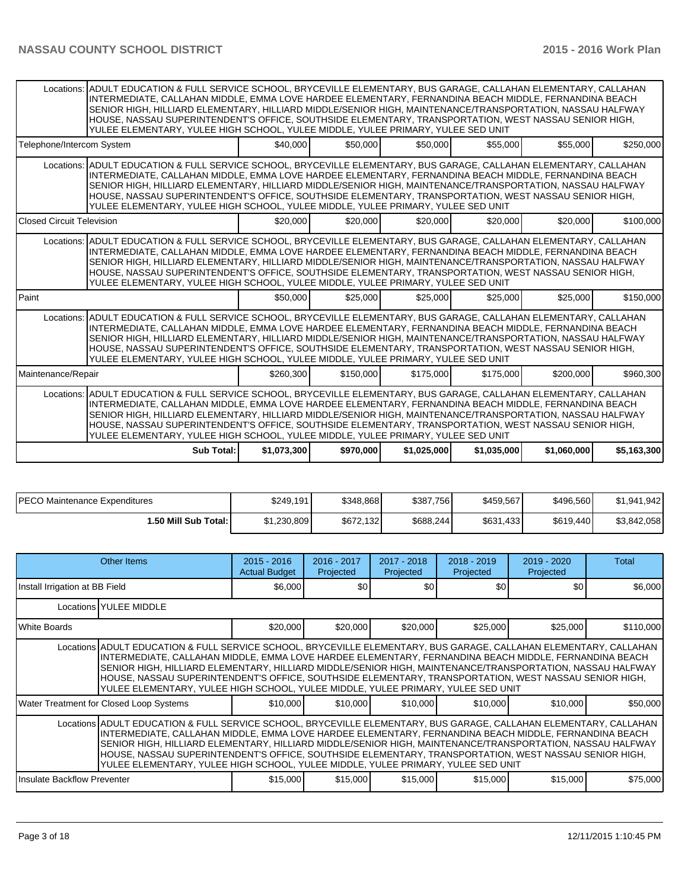| | | | | | | |
|---|---|---|---|---|---|---|
| Locations: ADULT EDUCATION & FULL SERVICE SCHOOL, BRYCEVILLE ELEMENTARY, BUS GARAGE, CALLAHAN ELEMENTARY, CALLAHAN INTERMEDIATE, CALLAHAN MIDDLE, EMMA LOVE HARDEE ELEMENTARY, FERNANDINA BEACH MIDDLE, FERNANDINA BEACH SENIOR HIGH, HILLIARD ELEMENTARY, HILLIARD MIDDLE/SENIOR HIGH, MAINTENANCE/TRANSPORTATION, NASSAU HALFWAY HOUSE, NASSAU SUPERINTENDENT'S OFFICE, SOUTHSIDE ELEMENTARY, TRANSPORTATION, WEST NASSAU SENIOR HIGH, YULEE ELEMENTARY, YULEE HIGH SCHOOL, YULEE MIDDLE, YULEE PRIMARY, YULEE SED UNIT | | | | | | |
| Telephone/Intercom System | $40,000 | $50,000 | $50,000 | $55,000 | $55,000 | $250,000 |
| Locations: ADULT EDUCATION & FULL SERVICE SCHOOL, BRYCEVILLE ELEMENTARY, BUS GARAGE, CALLAHAN ELEMENTARY, CALLAHAN INTERMEDIATE, CALLAHAN MIDDLE, EMMA LOVE HARDEE ELEMENTARY, FERNANDINA BEACH MIDDLE, FERNANDINA BEACH SENIOR HIGH, HILLIARD ELEMENTARY, HILLIARD MIDDLE/SENIOR HIGH, MAINTENANCE/TRANSPORTATION, NASSAU HALFWAY HOUSE, NASSAU SUPERINTENDENT'S OFFICE, SOUTHSIDE ELEMENTARY, TRANSPORTATION, WEST NASSAU SENIOR HIGH, YULEE ELEMENTARY, YULEE HIGH SCHOOL, YULEE MIDDLE, YULEE PRIMARY, YULEE SED UNIT | | | | | | |
| Closed Circuit Television | $20,000 | $20,000 | $20,000 | $20,000 | $20,000 | $100,000 |
| Locations: ADULT EDUCATION & FULL SERVICE SCHOOL, BRYCEVILLE ELEMENTARY, BUS GARAGE, CALLAHAN ELEMENTARY, CALLAHAN INTERMEDIATE, CALLAHAN MIDDLE, EMMA LOVE HARDEE ELEMENTARY, FERNANDINA BEACH MIDDLE, FERNANDINA BEACH SENIOR HIGH, HILLIARD ELEMENTARY, HILLIARD MIDDLE/SENIOR HIGH, MAINTENANCE/TRANSPORTATION, NASSAU HALFWAY HOUSE, NASSAU SUPERINTENDENT'S OFFICE, SOUTHSIDE ELEMENTARY, TRANSPORTATION, WEST NASSAU SENIOR HIGH, YULEE ELEMENTARY, YULEE HIGH SCHOOL, YULEE MIDDLE, YULEE PRIMARY, YULEE SED UNIT | | | | | | |
| Paint | $50,000 | $25,000 | $25,000 | $25,000 | $25,000 | $150,000 |
| Locations: ADULT EDUCATION & FULL SERVICE SCHOOL, BRYCEVILLE ELEMENTARY, BUS GARAGE, CALLAHAN ELEMENTARY, CALLAHAN INTERMEDIATE, CALLAHAN MIDDLE, EMMA LOVE HARDEE ELEMENTARY, FERNANDINA BEACH MIDDLE, FERNANDINA BEACH SENIOR HIGH, HILLIARD ELEMENTARY, HILLIARD MIDDLE/SENIOR HIGH, MAINTENANCE/TRANSPORTATION, NASSAU HALFWAY HOUSE, NASSAU SUPERINTENDENT'S OFFICE, SOUTHSIDE ELEMENTARY, TRANSPORTATION, WEST NASSAU SENIOR HIGH, YULEE ELEMENTARY, YULEE HIGH SCHOOL, YULEE MIDDLE, YULEE PRIMARY, YULEE SED UNIT | | | | | | |
| Maintenance/Repair | $260,300 | $150,000 | $175,000 | $175,000 | $200,000 | $960,300 |
| Locations: ADULT EDUCATION & FULL SERVICE SCHOOL, BRYCEVILLE ELEMENTARY, BUS GARAGE, CALLAHAN ELEMENTARY, CALLAHAN INTERMEDIATE, CALLAHAN MIDDLE, EMMA LOVE HARDEE ELEMENTARY, FERNANDINA BEACH MIDDLE, FERNANDINA BEACH SENIOR HIGH, HILLIARD ELEMENTARY, HILLIARD MIDDLE/SENIOR HIGH, MAINTENANCE/TRANSPORTATION, NASSAU HALFWAY HOUSE, NASSAU SUPERINTENDENT'S OFFICE, SOUTHSIDE ELEMENTARY, TRANSPORTATION, WEST NASSAU SENIOR HIGH, YULEE ELEMENTARY, YULEE HIGH SCHOOL, YULEE MIDDLE, YULEE PRIMARY, YULEE SED UNIT | | | | | | |
| **Sub Total:** | **$1,073,300** | **$970,000** | **$1,025,000** | **$1,035,000** | **$1,060,000** | **$5,163,300** |

| | | | | | | |
|---|---|---|---|---|---|---|
| PECO Maintenance Expenditures | $249,191 | $348,868 | $387,756 | $459,567 | $496,560 | $1,941,942 |
| **1.50 Mill Sub Total:** | $1,230,809 | $672,132 | $688,244 | $631,433 | $619,440 | $3,842,058 |

| Other Items | 2015 - 2016 Actual Budget | 2016 - 2017 Projected | 2017 - 2018 Projected | 2018 - 2019 Projected | 2019 - 2020 Projected | Total |
|---|---|---|---|---|---|---|
| Install Irrigation at BB Field | $6,000 | $0 | $0 | $0 | $0 | $6,000 |
| Locations YULEE MIDDLE | | | | | | |
| White Boards | $20,000 | $20,000 | $20,000 | $25,000 | $25,000 | $110,000 |
| Locations ADULT EDUCATION & FULL SERVICE SCHOOL, BRYCEVILLE ELEMENTARY, BUS GARAGE, CALLAHAN ELEMENTARY, CALLAHAN INTERMEDIATE, CALLAHAN MIDDLE, EMMA LOVE HARDEE ELEMENTARY, FERNANDINA BEACH MIDDLE, FERNANDINA BEACH SENIOR HIGH, HILLIARD ELEMENTARY, HILLIARD MIDDLE/SENIOR HIGH, MAINTENANCE/TRANSPORTATION, NASSAU HALFWAY HOUSE, NASSAU SUPERINTENDENT'S OFFICE, SOUTHSIDE ELEMENTARY, TRANSPORTATION, WEST NASSAU SENIOR HIGH, YULEE ELEMENTARY, YULEE HIGH SCHOOL, YULEE MIDDLE, YULEE PRIMARY, YULEE SED UNIT | | | | | | |
| Water Treatment for Closed Loop Systems | $10,000 | $10,000 | $10,000 | $10,000 | $10,000 | $50,000 |
| Locations ADULT EDUCATION & FULL SERVICE SCHOOL, BRYCEVILLE ELEMENTARY, BUS GARAGE, CALLAHAN ELEMENTARY, CALLAHAN INTERMEDIATE, CALLAHAN MIDDLE, EMMA LOVE HARDEE ELEMENTARY, FERNANDINA BEACH MIDDLE, FERNANDINA BEACH SENIOR HIGH, HILLIARD ELEMENTARY, HILLIARD MIDDLE/SENIOR HIGH, MAINTENANCE/TRANSPORTATION, NASSAU HALFWAY HOUSE, NASSAU SUPERINTENDENT'S OFFICE, SOUTHSIDE ELEMENTARY, TRANSPORTATION, WEST NASSAU SENIOR HIGH, YULEE ELEMENTARY, YULEE HIGH SCHOOL, YULEE MIDDLE, YULEE PRIMARY, YULEE SED UNIT | | | | | | |
| Insulate Backflow Preventer | $15,000 | $15,000 | $15,000 | $15,000 | $15,000 | $75,000 |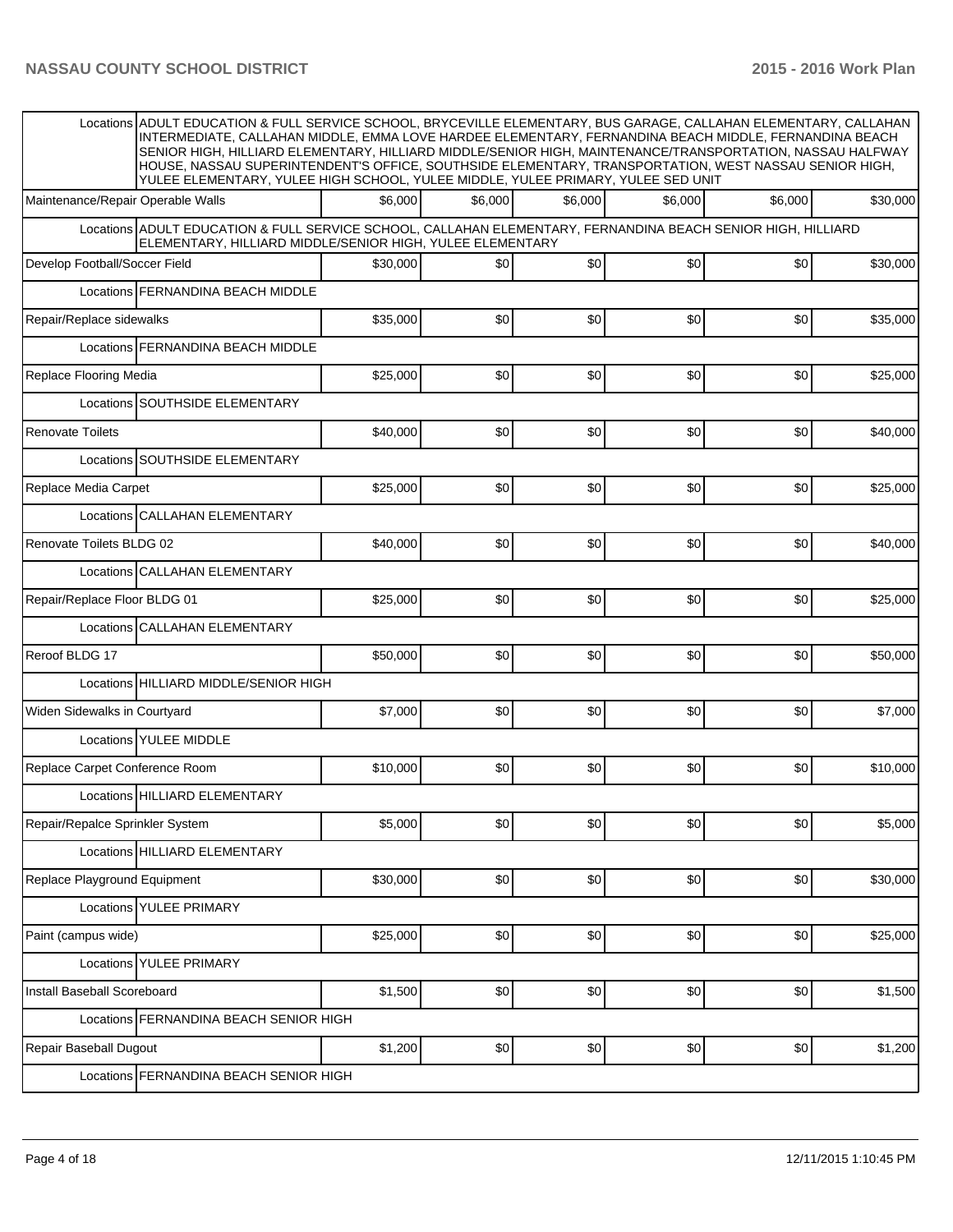| | | | | | | |
|---|---|---|---|---|---|---|
| Locations | ADULT EDUCATION & FULL SERVICE SCHOOL, BRYCEVILLE ELEMENTARY, BUS GARAGE, CALLAHAN ELEMENTARY, CALLAHAN INTERMEDIATE, CALLAHAN MIDDLE, EMMA LOVE HARDEE ELEMENTARY, FERNANDINA BEACH MIDDLE, FERNANDINA BEACH SENIOR HIGH, HILLIARD ELEMENTARY, HILLIARD MIDDLE/SENIOR HIGH, MAINTENANCE/TRANSPORTATION, NASSAU HALFWAY HOUSE, NASSAU SUPERINTENDENT'S OFFICE, SOUTHSIDE ELEMENTARY, TRANSPORTATION, WEST NASSAU SENIOR HIGH, YULEE ELEMENTARY, YULEE HIGH SCHOOL, YULEE MIDDLE, YULEE PRIMARY, YULEE SED UNIT | | | | | |
| Maintenance/Repair Operable Walls | $6,000 | $6,000 | $6,000 | $6,000 | $6,000 | $30,000 |
| Locations | ADULT EDUCATION & FULL SERVICE SCHOOL, CALLAHAN ELEMENTARY, FERNANDINA BEACH SENIOR HIGH, HILLIARD ELEMENTARY, HILLIARD MIDDLE/SENIOR HIGH, YULEE ELEMENTARY | | | | | |
| Develop Football/Soccer Field | $30,000 | $0 | $0 | $0 | $0 | $30,000 |
| Locations | FERNANDINA BEACH MIDDLE | | | | | |
| Repair/Replace sidewalks | $35,000 | $0 | $0 | $0 | $0 | $35,000 |
| Locations | FERNANDINA BEACH MIDDLE | | | | | |
| Replace Flooring Media | $25,000 | $0 | $0 | $0 | $0 | $25,000 |
| Locations | SOUTHSIDE ELEMENTARY | | | | | |
| Renovate Toilets | $40,000 | $0 | $0 | $0 | $0 | $40,000 |
| Locations | SOUTHSIDE ELEMENTARY | | | | | |
| Replace Media Carpet | $25,000 | $0 | $0 | $0 | $0 | $25,000 |
| Locations | CALLAHAN ELEMENTARY | | | | | |
| Renovate Toilets BLDG 02 | $40,000 | $0 | $0 | $0 | $0 | $40,000 |
| Locations | CALLAHAN ELEMENTARY | | | | | |
| Repair/Replace Floor BLDG 01 | $25,000 | $0 | $0 | $0 | $0 | $25,000 |
| Locations | CALLAHAN ELEMENTARY | | | | | |
| Reroof BLDG 17 | $50,000 | $0 | $0 | $0 | $0 | $50,000 |
| Locations | HILLIARD MIDDLE/SENIOR HIGH | | | | | |
| Widen Sidewalks in Courtyard | $7,000 | $0 | $0 | $0 | $0 | $7,000 |
| Locations | YULEE MIDDLE | | | | | |
| Replace Carpet Conference Room | $10,000 | $0 | $0 | $0 | $0 | $10,000 |
| Locations | HILLIARD ELEMENTARY | | | | | |
| Repair/Repalce Sprinkler System | $5,000 | $0 | $0 | $0 | $0 | $5,000 |
| Locations | HILLIARD ELEMENTARY | | | | | |
| Replace Playground Equipment | $30,000 | $0 | $0 | $0 | $0 | $30,000 |
| Locations | YULEE PRIMARY | | | | | |
| Paint (campus wide) | $25,000 | $0 | $0 | $0 | $0 | $25,000 |
| Locations | YULEE PRIMARY | | | | | |
| Install Baseball Scoreboard | $1,500 | $0 | $0 | $0 | $0 | $1,500 |
| Locations | FERNANDINA BEACH SENIOR HIGH | | | | | |
| Repair Baseball Dugout | $1,200 | $0 | $0 | $0 | $0 | $1,200 |
| Locations | FERNANDINA BEACH SENIOR HIGH | | | | | |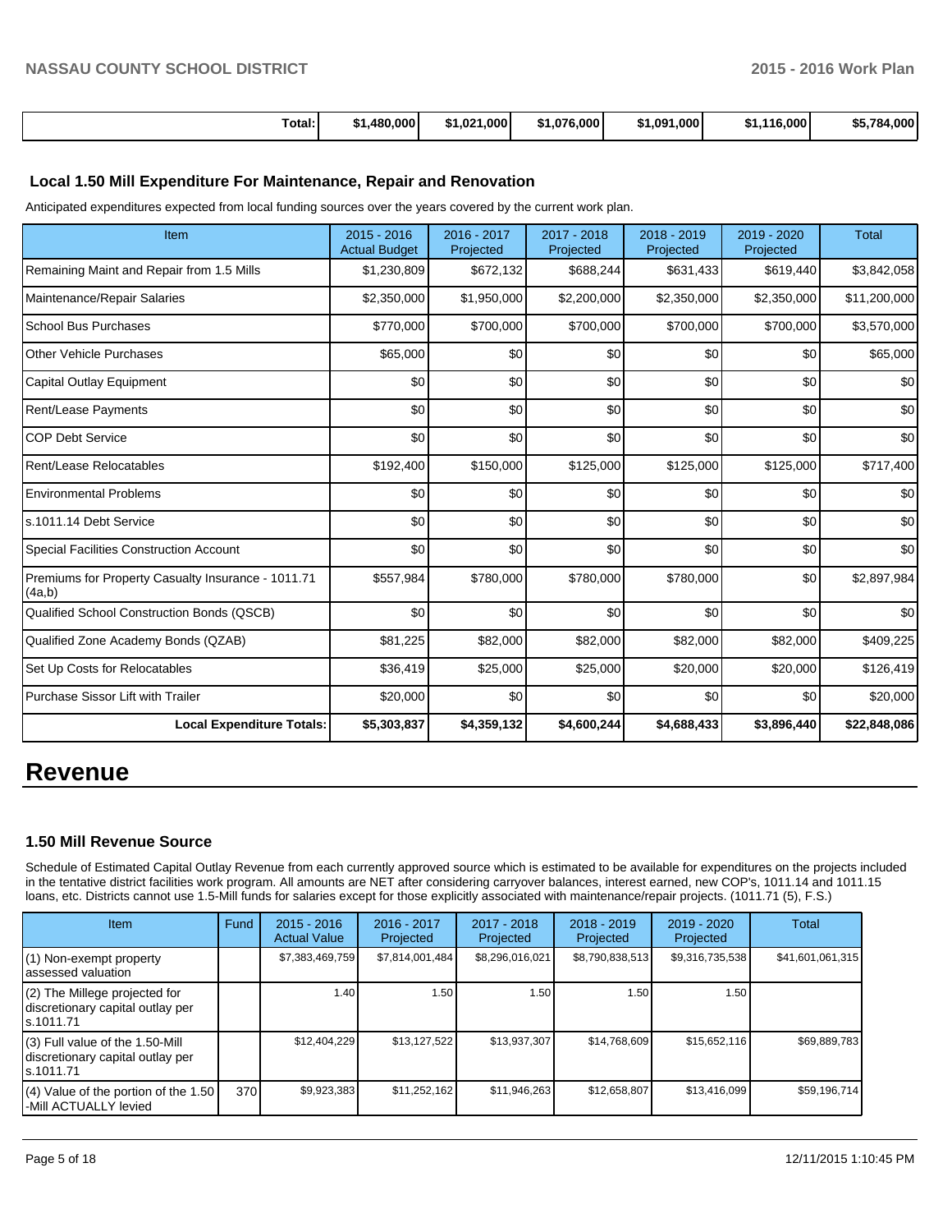| | | | | | | |
|---|---|---|---|---|---|---|
| Total: | $1,480,000 | $1,021,000 | $1,076,000 | $1,091,000 | $1,116,000 | $5,784,000 |

### Local 1.50 Mill Expenditure For Maintenance, Repair and Renovation

Anticipated expenditures expected from local funding sources over the years covered by the current work plan.

| Item | 2015 - 2016 Actual Budget | 2016 - 2017 Projected | 2017 - 2018 Projected | 2018 - 2019 Projected | 2019 - 2020 Projected | Total |
|---|---|---|---|---|---|---|
| Remaining Maint and Repair from 1.5 Mills | $1,230,809 | $672,132 | $688,244 | $631,433 | $619,440 | $3,842,058 |
| Maintenance/Repair Salaries | $2,350,000 | $1,950,000 | $2,200,000 | $2,350,000 | $2,350,000 | $11,200,000 |
| School Bus Purchases | $770,000 | $700,000 | $700,000 | $700,000 | $700,000 | $3,570,000 |
| Other Vehicle Purchases | $65,000 | $0 | $0 | $0 | $0 | $65,000 |
| Capital Outlay Equipment | $0 | $0 | $0 | $0 | $0 | $0 |
| Rent/Lease Payments | $0 | $0 | $0 | $0 | $0 | $0 |
| COP Debt Service | $0 | $0 | $0 | $0 | $0 | $0 |
| Rent/Lease Relocatables | $192,400 | $150,000 | $125,000 | $125,000 | $125,000 | $717,400 |
| Environmental Problems | $0 | $0 | $0 | $0 | $0 | $0 |
| s.1011.14 Debt Service | $0 | $0 | $0 | $0 | $0 | $0 |
| Special Facilities Construction Account | $0 | $0 | $0 | $0 | $0 | $0 |
| Premiums for Property Casualty Insurance - 1011.71 (4a,b) | $557,984 | $780,000 | $780,000 | $780,000 | $0 | $2,897,984 |
| Qualified School Construction Bonds (QSCB) | $0 | $0 | $0 | $0 | $0 | $0 |
| Qualified Zone Academy Bonds (QZAB) | $81,225 | $82,000 | $82,000 | $82,000 | $82,000 | $409,225 |
| Set Up Costs for Relocatables | $36,419 | $25,000 | $25,000 | $20,000 | $20,000 | $126,419 |
| Purchase Sissor Lift with Trailer | $20,000 | $0 | $0 | $0 | $0 | $20,000 |
| **Local Expenditure Totals:** | **$5,303,837** | **$4,359,132** | **$4,600,244** | **$4,688,433** | **$3,896,440** | **$22,848,086** |

# Revenue

### 1.50 Mill Revenue Source

Schedule of Estimated Capital Outlay Revenue from each currently approved source which is estimated to be available for expenditures on the projects included in the tentative district facilities work program. All amounts are NET after considering carryover balances, interest earned, new COP's, 1011.14 and 1011.15 loans, etc. Districts cannot use 1.5-Mill funds for salaries except for those explicitly associated with maintenance/repair projects. (1011.71 (5), F.S.)

| Item | Fund | 2015 - 2016 Actual Value | 2016 - 2017 Projected | 2017 - 2018 Projected | 2018 - 2019 Projected | 2019 - 2020 Projected | Total |
|---|---|---|---|---|---|---|---|
| (1) Non-exempt property assessed valuation | | $7,383,469,759 | $7,814,001,484 | $8,296,016,021 | $8,790,838,513 | $9,316,735,538 | $41,601,061,315 |
| (2) The Millege projected for discretionary capital outlay per s.1011.71 | | 1.40 | 1.50 | 1.50 | 1.50 | 1.50 | |
| (3) Full value of the 1.50-Mill discretionary capital outlay per s.1011.71 | | $12,404,229 | $13,127,522 | $13,937,307 | $14,768,609 | $15,652,116 | $69,889,783 |
| (4) Value of the portion of the 1.50 -Mill ACTUALLY levied | 370 | $9,923,383 | $11,252,162 | $11,946,263 | $12,658,807 | $13,416,099 | $59,196,714 |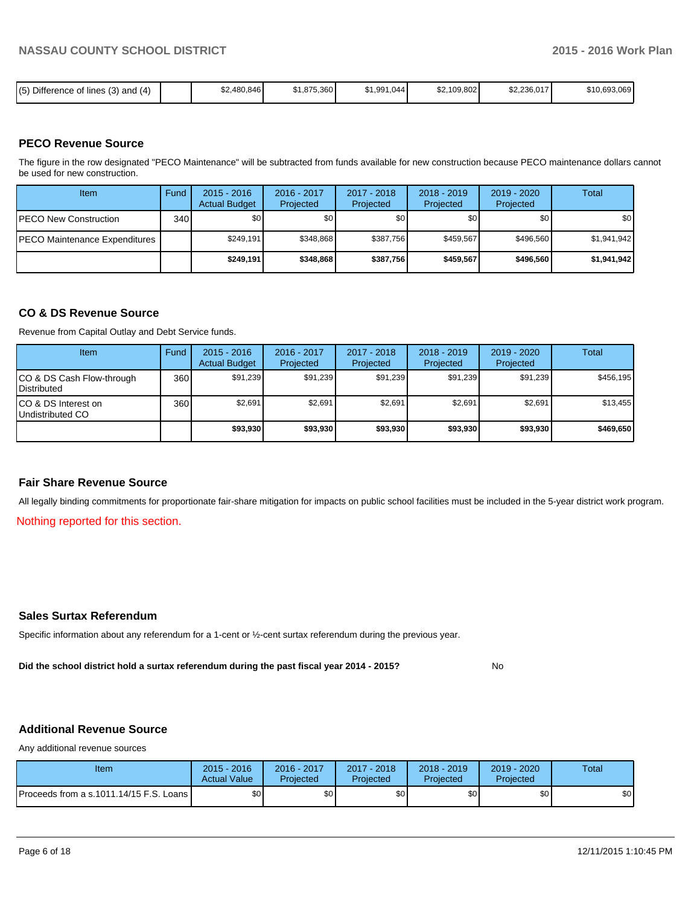| (5) Difference of lines (3) and (4) | | $2,480,846 | $1,875,360 | $1,991,044 | $2,109,802 | $2,236,017 | $10,693,069 |
|---|---|---|---|---|---|---|---|

## PECO Revenue Source

The figure in the row designated "PECO Maintenance" will be subtracted from funds available for new construction because PECO maintenance dollars cannot be used for new construction.

| Item | Fund | 2015 - 2016 Actual Budget | 2016 - 2017 Projected | 2017 - 2018 Projected | 2018 - 2019 Projected | 2019 - 2020 Projected | Total |
|---|---|---|---|---|---|---|---|
| PECO New Construction | 340 | $0 | $0 | $0 | $0 | $0 | $0 |
| PECO Maintenance Expenditures | | $249,191 | $348,868 | $387,756 | $459,567 | $496,560 | $1,941,942 |
| | | **$249,191** | **$348,868** | **$387,756** | **$459,567** | **$496,560** | **$1,941,942** |

## CO & DS Revenue Source

Revenue from Capital Outlay and Debt Service funds.

| Item | Fund | 2015 - 2016 Actual Budget | 2016 - 2017 Projected | 2017 - 2018 Projected | 2018 - 2019 Projected | 2019 - 2020 Projected | Total |
|---|---|---|---|---|---|---|---|
| CO & DS Cash Flow-through Distributed | 360 | $91,239 | $91,239 | $91,239 | $91,239 | $91,239 | $456,195 |
| CO & DS Interest on Undistributed CO | 360 | $2,691 | $2,691 | $2,691 | $2,691 | $2,691 | $13,455 |
| | | **$93,930** | **$93,930** | **$93,930** | **$93,930** | **$93,930** | **$469,650** |

## Fair Share Revenue Source

All legally binding commitments for proportionate fair-share mitigation for impacts on public school facilities must be included in the 5-year district work program.

Nothing reported for this section.

## Sales Surtax Referendum

Specific information about any referendum for a 1-cent or ½-cent surtax referendum during the previous year.

**Did the school district hold a surtax referendum during the past fiscal year 2014 - 2015?** No

## Additional Revenue Source

Any additional revenue sources

| Item | 2015 - 2016 Actual Value | 2016 - 2017 Projected | 2017 - 2018 Projected | 2018 - 2019 Projected | 2019 - 2020 Projected | Total |
|---|---|---|---|---|---|---|
| Proceeds from a s.1011.14/15 F.S. Loans | $0 | $0 | $0 | $0 | $0 | $0 |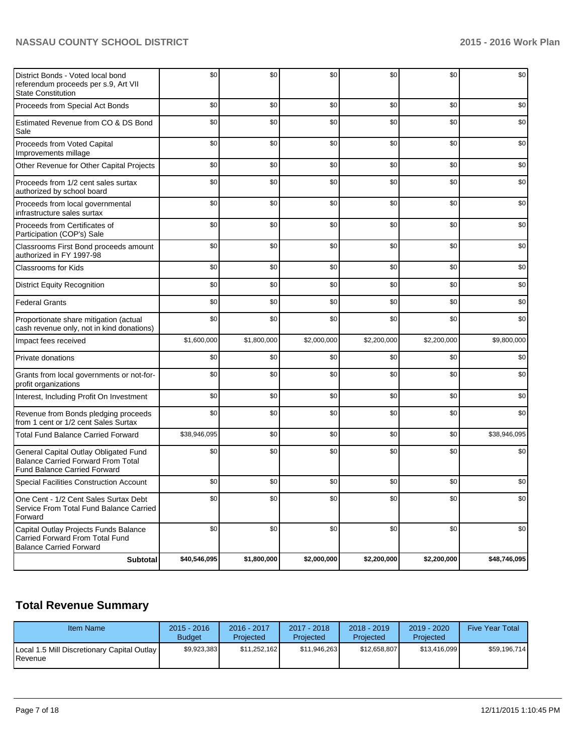| | | | | | | |
|---|---|---|---|---|---|---|
| District Bonds - Voted local bond referendum proceeds per s.9, Art VII State Constitution | $0 | $0 | $0 | $0 | $0 | $0 |
| Proceeds from Special Act Bonds | $0 | $0 | $0 | $0 | $0 | $0 |
| Estimated Revenue from CO & DS Bond Sale | $0 | $0 | $0 | $0 | $0 | $0 |
| Proceeds from Voted Capital Improvements millage | $0 | $0 | $0 | $0 | $0 | $0 |
| Other Revenue for Other Capital Projects | $0 | $0 | $0 | $0 | $0 | $0 |
| Proceeds from 1/2 cent sales surtax authorized by school board | $0 | $0 | $0 | $0 | $0 | $0 |
| Proceeds from local governmental infrastructure sales surtax | $0 | $0 | $0 | $0 | $0 | $0 |
| Proceeds from Certificates of Participation (COP's) Sale | $0 | $0 | $0 | $0 | $0 | $0 |
| Classrooms First Bond proceeds amount authorized in FY 1997-98 | $0 | $0 | $0 | $0 | $0 | $0 |
| Classrooms for Kids | $0 | $0 | $0 | $0 | $0 | $0 |
| District Equity Recognition | $0 | $0 | $0 | $0 | $0 | $0 |
| Federal Grants | $0 | $0 | $0 | $0 | $0 | $0 |
| Proportionate share mitigation (actual cash revenue only, not in kind donations) | $0 | $0 | $0 | $0 | $0 | $0 |
| Impact fees received | $1,600,000 | $1,800,000 | $2,000,000 | $2,200,000 | $2,200,000 | $9,800,000 |
| Private donations | $0 | $0 | $0 | $0 | $0 | $0 |
| Grants from local governments or not-for-profit organizations | $0 | $0 | $0 | $0 | $0 | $0 |
| Interest, Including Profit On Investment | $0 | $0 | $0 | $0 | $0 | $0 |
| Revenue from Bonds pledging proceeds from 1 cent or 1/2 cent Sales Surtax | $0 | $0 | $0 | $0 | $0 | $0 |
| Total Fund Balance Carried Forward | $38,946,095 | $0 | $0 | $0 | $0 | $38,946,095 |
| General Capital Outlay Obligated Fund Balance Carried Forward From Total Fund Balance Carried Forward | $0 | $0 | $0 | $0 | $0 | $0 |
| Special Facilities Construction Account | $0 | $0 | $0 | $0 | $0 | $0 |
| One Cent - 1/2 Cent Sales Surtax Debt Service From Total Fund Balance Carried Forward | $0 | $0 | $0 | $0 | $0 | $0 |
| Capital Outlay Projects Funds Balance Carried Forward From Total Fund Balance Carried Forward | $0 | $0 | $0 | $0 | $0 | $0 |
| **Subtotal** | **$40,546,095** | **$1,800,000** | **$2,000,000** | **$2,200,000** | **$2,200,000** | **$48,746,095** |

## Total Revenue Summary

| Item Name | 2015 - 2016 Budget | 2016 - 2017 Projected | 2017 - 2018 Projected | 2018 - 2019 Projected | 2019 - 2020 Projected | Five Year Total |
|---|---|---|---|---|---|---|
| Local 1.5 Mill Discretionary Capital Outlay Revenue | $9,923,383 | $11,252,162 | $11,946,263 | $12,658,807 | $13,416,099 | $59,196,714 |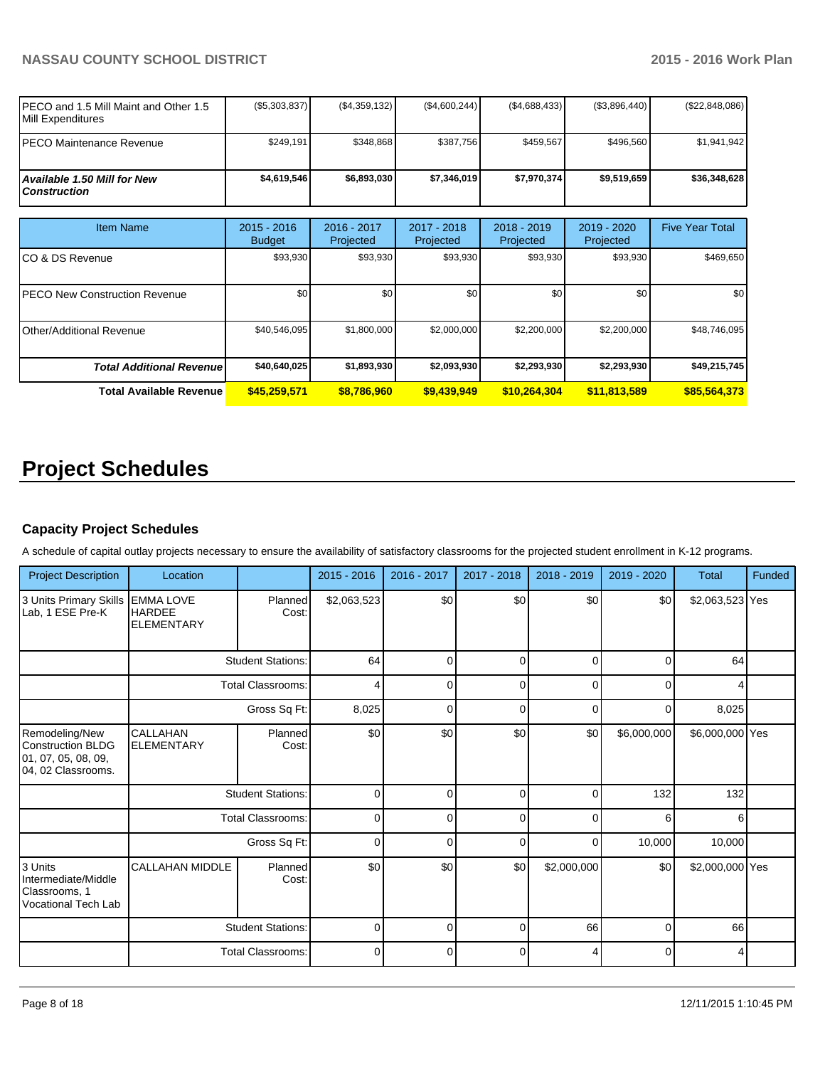| | | | | | | |
|---|---|---|---|---|---|---|
| PECO and 1.5 Mill Maint and Other 1.5 Mill Expenditures | ($5,303,837) | ($4,359,132) | ($4,600,244) | ($4,688,433) | ($3,896,440) | ($22,848,086) |
| PECO Maintenance Revenue | $249,191 | $348,868 | $387,756 | $459,567 | $496,560 | $1,941,942 |
| ***Available 1.50 Mill for New Construction*** | **$4,619,546** | **$6,893,030** | **$7,346,019** | **$7,970,374** | **$9,519,659** | **$36,348,628** |

| Item Name | 2015 - 2016 Budget | 2016 - 2017 Projected | 2017 - 2018 Projected | 2018 - 2019 Projected | 2019 - 2020 Projected | Five Year Total |
|---|---|---|---|---|---|---|
| CO & DS Revenue | $93,930 | $93,930 | $93,930 | $93,930 | $93,930 | $469,650 |
| PECO New Construction Revenue | $0 | $0 | $0 | $0 | $0 | $0 |
| Other/Additional Revenue | $40,546,095 | $1,800,000 | $2,000,000 | $2,200,000 | $2,200,000 | $48,746,095 |
| ***Total Additional Revenue*** | **$40,640,025** | **$1,893,930** | **$2,093,930** | **$2,293,930** | **$2,293,930** | **$49,215,745** |
| **Total Available Revenue** | **$45,259,571** | **$8,786,960** | **$9,439,949** | **$10,264,304** | **$11,813,589** | **$85,564,373** |

# Project Schedules

### Capacity Project Schedules

A schedule of capital outlay projects necessary to ensure the availability of satisfactory classrooms for the projected student enrollment in K-12 programs.

| Project Description | Location | | 2015 - 2016 | 2016 - 2017 | 2017 - 2018 | 2018 - 2019 | 2019 - 2020 | Total | Funded |
|---|---|---|---|---|---|---|---|---|---|
| 3 Units Primary Skills Lab, 1 ESE Pre-K | EMMA LOVE HARDEE ELEMENTARY | Planned Cost: | $2,063,523 | $0 | $0 | $0 | $0 | $2,063,523 | Yes |
| | | Student Stations: | 64 | 0 | 0 | 0 | 0 | 64 | |
| | | Total Classrooms: | 4 | 0 | 0 | 0 | 0 | 4 | |
| | | Gross Sq Ft: | 8,025 | 0 | 0 | 0 | 0 | 8,025 | |
| Remodeling/New Construction BLDG 01, 07, 05, 08, 09, 04, 02 Classrooms. | CALLAHAN ELEMENTARY | Planned Cost: | $0 | $0 | $0 | $0 | $6,000,000 | $6,000,000 | Yes |
| | | Student Stations: | 0 | 0 | 0 | 0 | 132 | 132 | |
| | | Total Classrooms: | 0 | 0 | 0 | 0 | 6 | 6 | |
| | | Gross Sq Ft: | 0 | 0 | 0 | 0 | 10,000 | 10,000 | |
| 3 Units Intermediate/Middle Classrooms, 1 Vocational Tech Lab | CALLAHAN MIDDLE | Planned Cost: | $0 | $0 | $0 | $2,000,000 | $0 | $2,000,000 | Yes |
| | | Student Stations: | 0 | 0 | 0 | 66 | 0 | 66 | |
| | | Total Classrooms: | 0 | 0 | 0 | 4 | 0 | 4 | |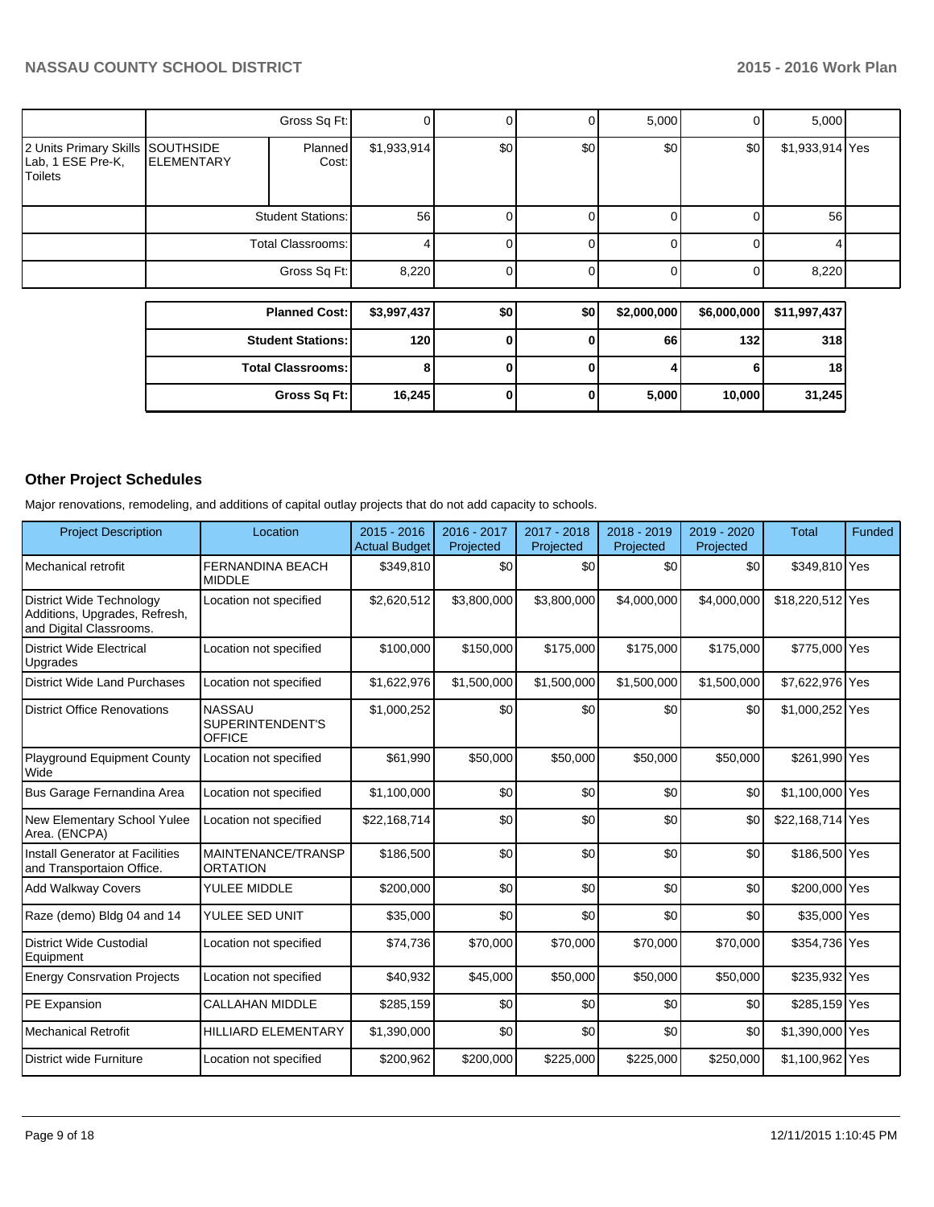| | | | | | | | | |
|---|---|---|---|---|---|---|---|---|
| | Gross Sq Ft: | | 0 | 0 | 0 | 5,000 | 0 | 5,000 |
| 2 Units Primary Skills Lab, 1 ESE Pre-K, Toilets | SOUTHSIDE ELEMENTARY | Planned Cost: | $1,933,914 | $0 | $0 | $0 | $0 | $1,933,914 | Yes |
| | Student Stations: | | 56 | 0 | 0 | 0 | 0 | 56 | |
| | Total Classrooms: | | 4 | 0 | 0 | 0 | 0 | 4 | |
| | Gross Sq Ft: | | 8,220 | 0 | 0 | 0 | 0 | 8,220 | |

| | | | | | | |
|---|---|---|---|---|---|---|
| **Planned Cost:** | **$3,997,437** | **$0** | **$0** | **$2,000,000** | **$6,000,000** | **$11,997,437** |
| **Student Stations:** | **120** | **0** | **0** | **66** | **132** | **318** |
| **Total Classrooms:** | **8** | **0** | **0** | **4** | **6** | **18** |
| **Gross Sq Ft:** | **16,245** | **0** | **0** | **5,000** | **10,000** | **31,245** |

## Other Project Schedules

Major renovations, remodeling, and additions of capital outlay projects that do not add capacity to schools.

| Project Description | Location | 2015 - 2016 Actual Budget | 2016 - 2017 Projected | 2017 - 2018 Projected | 2018 - 2019 Projected | 2019 - 2020 Projected | Total | Funded |
|---|---|---|---|---|---|---|---|---|
| Mechanical retrofit | FERNANDINA BEACH MIDDLE | $349,810 | $0 | $0 | $0 | $0 | $349,810 | Yes |
| District Wide Technology Additions, Upgrades, Refresh, and Digital Classrooms. | Location not specified | $2,620,512 | $3,800,000 | $3,800,000 | $4,000,000 | $4,000,000 | $18,220,512 | Yes |
| District Wide Electrical Upgrades | Location not specified | $100,000 | $150,000 | $175,000 | $175,000 | $175,000 | $775,000 | Yes |
| District Wide Land Purchases | Location not specified | $1,622,976 | $1,500,000 | $1,500,000 | $1,500,000 | $1,500,000 | $7,622,976 | Yes |
| District Office Renovations | NASSAU SUPERINTENDENT'S OFFICE | $1,000,252 | $0 | $0 | $0 | $0 | $1,000,252 | Yes |
| Playground Equipment County Wide | Location not specified | $61,990 | $50,000 | $50,000 | $50,000 | $50,000 | $261,990 | Yes |
| Bus Garage Fernandina Area | Location not specified | $1,100,000 | $0 | $0 | $0 | $0 | $1,100,000 | Yes |
| New Elementary School Yulee Area. (ENCPA) | Location not specified | $22,168,714 | $0 | $0 | $0 | $0 | $22,168,714 | Yes |
| Install Generator at Facilities and Transportaion Office. | MAINTENANCE/TRANSPORTATION | $186,500 | $0 | $0 | $0 | $0 | $186,500 | Yes |
| Add Walkway Covers | YULEE MIDDLE | $200,000 | $0 | $0 | $0 | $0 | $200,000 | Yes |
| Raze (demo) Bldg 04 and 14 | YULEE SED UNIT | $35,000 | $0 | $0 | $0 | $0 | $35,000 | Yes |
| District Wide Custodial Equipment | Location not specified | $74,736 | $70,000 | $70,000 | $70,000 | $70,000 | $354,736 | Yes |
| Energy Consrvation Projects | Location not specified | $40,932 | $45,000 | $50,000 | $50,000 | $50,000 | $235,932 | Yes |
| PE Expansion | CALLAHAN MIDDLE | $285,159 | $0 | $0 | $0 | $0 | $285,159 | Yes |
| Mechanical Retrofit | HILLIARD ELEMENTARY | $1,390,000 | $0 | $0 | $0 | $0 | $1,390,000 | Yes |
| District wide Furniture | Location not specified | $200,962 | $200,000 | $225,000 | $225,000 | $250,000 | $1,100,962 | Yes |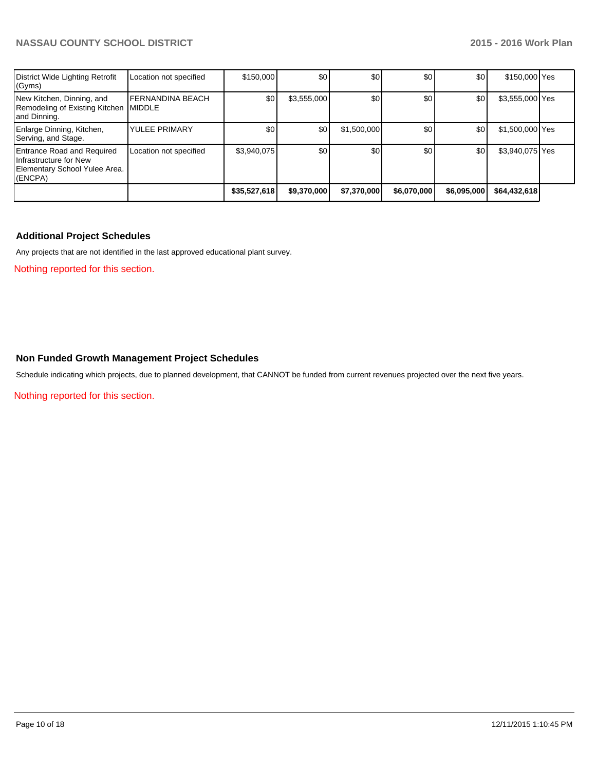| | | | | | | | | |
|---|---|---|---|---|---|---|---|---|
| District Wide Lighting Retrofit (Gyms) | Location not specified | $150,000 | $0 | $0 | $0 | $0 | $150,000 | Yes |
| New Kitchen, Dinning, and Remodeling of Existing Kitchen and Dinning. | FERNANDINA BEACH MIDDLE | $0 | $3,555,000 | $0 | $0 | $0 | $3,555,000 | Yes |
| Enlarge Dinning, Kitchen, Serving, and Stage. | YULEE PRIMARY | $0 | $0 | $1,500,000 | $0 | $0 | $1,500,000 | Yes |
| Entrance Road and Required Infrastructure for New Elementary School Yulee Area. (ENCPA) | Location not specified | $3,940,075 | $0 | $0 | $0 | $0 | $3,940,075 | Yes |
| | | **$35,527,618** | **$9,370,000** | **$7,370,000** | **$6,070,000** | **$6,095,000** | **$64,432,618** | |

## Additional Project Schedules

Any projects that are not identified in the last approved educational plant survey.

Nothing reported for this section.

## Non Funded Growth Management Project Schedules

Schedule indicating which projects, due to planned development, that CANNOT be funded from current revenues projected over the next five years.

Nothing reported for this section.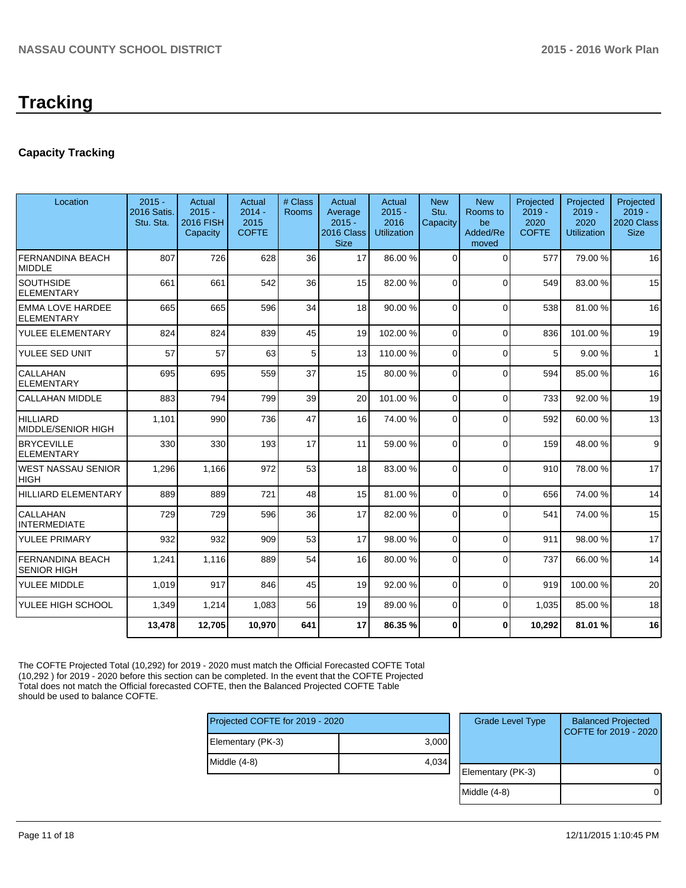# Tracking

## Capacity Tracking

| Location | 2015 - 2016 Satis. Stu. Sta. | Actual 2015 - 2016 FISH Capacity | Actual 2014 - 2015 COFTE | # Class Rooms | Actual Average 2015 - 2016 Class Size | Actual 2015 - 2016 Utilization | New Stu. Capacity | New Rooms to be Added/Removed | Projected 2019 - 2020 COFTE | Projected 2019 - 2020 Utilization | Projected 2019 - 2020 Class Size |
|---|---|---|---|---|---|---|---|---|---|---|---|
| FERNANDINA BEACH MIDDLE | 807 | 726 | 628 | 36 | 17 | 86.00 % | 0 | 0 | 577 | 79.00 % | 16 |
| SOUTHSIDE ELEMENTARY | 661 | 661 | 542 | 36 | 15 | 82.00 % | 0 | 0 | 549 | 83.00 % | 15 |
| EMMA LOVE HARDEE ELEMENTARY | 665 | 665 | 596 | 34 | 18 | 90.00 % | 0 | 0 | 538 | 81.00 % | 16 |
| YULEE ELEMENTARY | 824 | 824 | 839 | 45 | 19 | 102.00 % | 0 | 0 | 836 | 101.00 % | 19 |
| YULEE SED UNIT | 57 | 57 | 63 | 5 | 13 | 110.00 % | 0 | 0 | 5 | 9.00 % | 1 |
| CALLAHAN ELEMENTARY | 695 | 695 | 559 | 37 | 15 | 80.00 % | 0 | 0 | 594 | 85.00 % | 16 |
| CALLAHAN MIDDLE | 883 | 794 | 799 | 39 | 20 | 101.00 % | 0 | 0 | 733 | 92.00 % | 19 |
| HILLIARD MIDDLE/SENIOR HIGH | 1,101 | 990 | 736 | 47 | 16 | 74.00 % | 0 | 0 | 592 | 60.00 % | 13 |
| BRYCEVILLE ELEMENTARY | 330 | 330 | 193 | 17 | 11 | 59.00 % | 0 | 0 | 159 | 48.00 % | 9 |
| WEST NASSAU SENIOR HIGH | 1,296 | 1,166 | 972 | 53 | 18 | 83.00 % | 0 | 0 | 910 | 78.00 % | 17 |
| HILLIARD ELEMENTARY | 889 | 889 | 721 | 48 | 15 | 81.00 % | 0 | 0 | 656 | 74.00 % | 14 |
| CALLAHAN INTERMEDIATE | 729 | 729 | 596 | 36 | 17 | 82.00 % | 0 | 0 | 541 | 74.00 % | 15 |
| YULEE PRIMARY | 932 | 932 | 909 | 53 | 17 | 98.00 % | 0 | 0 | 911 | 98.00 % | 17 |
| FERNANDINA BEACH SENIOR HIGH | 1,241 | 1,116 | 889 | 54 | 16 | 80.00 % | 0 | 0 | 737 | 66.00 % | 14 |
| YULEE MIDDLE | 1,019 | 917 | 846 | 45 | 19 | 92.00 % | 0 | 0 | 919 | 100.00 % | 20 |
| YULEE HIGH SCHOOL | 1,349 | 1,214 | 1,083 | 56 | 19 | 89.00 % | 0 | 0 | 1,035 | 85.00 % | 18 |
| | **13,478** | **12,705** | **10,970** | **641** | **17** | **86.35 %** | **0** | **0** | **10,292** | **81.01 %** | **16** |

The COFTE Projected Total (10,292) for 2019 - 2020 must match the Official Forecasted COFTE Total (10,292 ) for 2019 - 2020 before this section can be completed. In the event that the COFTE Projected Total does not match the Official forecasted COFTE, then the Balanced Projected COFTE Table should be used to balance COFTE.

| Projected COFTE for 2019 - 2020 | |
|---|---|
| Elementary (PK-3) | 3,000 |
| Middle (4-8) | 4,034 |

| Grade Level Type | Balanced Projected COFTE for 2019 - 2020 |
|---|---|
| Elementary (PK-3) | 0 |
| Middle (4-8) | 0 |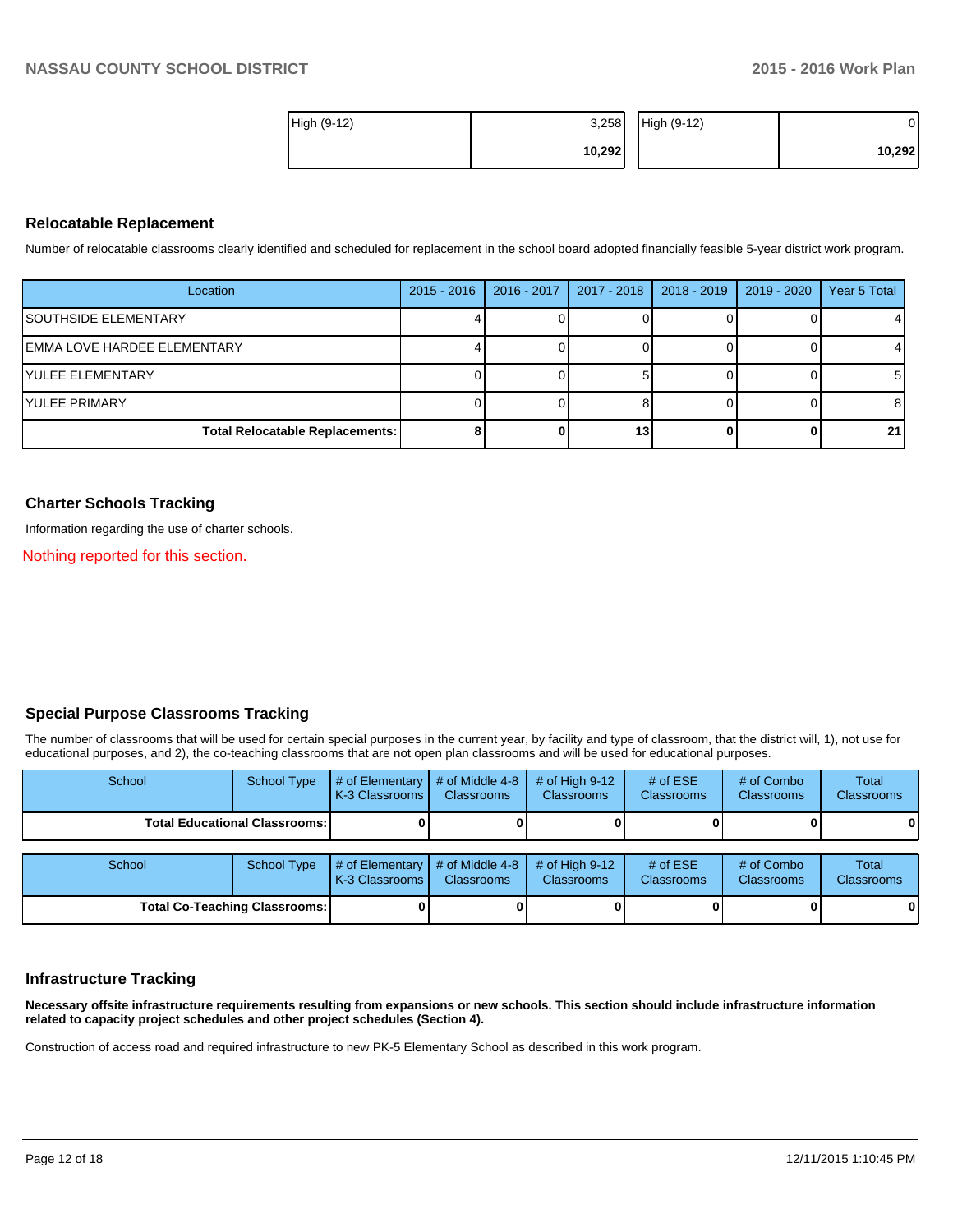| High (9-12) | 3,258 |
| --- | --- |
| | **10,292** |

| High (9-12) | 0 |
| --- | --- |
| | **10,292** |

## Relocatable Replacement

Number of relocatable classrooms clearly identified and scheduled for replacement in the school board adopted financially feasible 5-year district work program.

| Location | 2015 - 2016 | 2016 - 2017 | 2017 - 2018 | 2018 - 2019 | 2019 - 2020 | Year 5 Total |
| --- | --- | --- | --- | --- | --- | --- |
| SOUTHSIDE ELEMENTARY | 4 | 0 | 0 | 0 | 0 | 4 |
| EMMA LOVE HARDEE ELEMENTARY | 4 | 0 | 0 | 0 | 0 | 4 |
| YULEE ELEMENTARY | 0 | 0 | 5 | 0 | 0 | 5 |
| YULEE PRIMARY | 0 | 0 | 8 | 0 | 0 | 8 |
| **Total Relocatable Replacements:** | **8** | **0** | **13** | **0** | **0** | **21** |

## Charter Schools Tracking

Information regarding the use of charter schools.

Nothing reported for this section.

## Special Purpose Classrooms Tracking

The number of classrooms that will be used for certain special purposes in the current year, by facility and type of classroom, that the district will, 1), not use for educational purposes, and 2), the co-teaching classrooms that are not open plan classrooms and will be used for educational purposes.

| School | School Type | # of Elementary K-3 Classrooms | # of Middle 4-8 Classrooms | # of High 9-12 Classrooms | # of ESE Classrooms | # of Combo Classrooms | Total Classrooms |
| --- | --- | --- | --- | --- | --- | --- | --- |
| **Total Educational Classrooms:** | | **0** | **0** | **0** | **0** | **0** | **0** |

| School | School Type | # of Elementary K-3 Classrooms | # of Middle 4-8 Classrooms | # of High 9-12 Classrooms | # of ESE Classrooms | # of Combo Classrooms | Total Classrooms |
| --- | --- | --- | --- | --- | --- | --- | --- |
| **Total Co-Teaching Classrooms:** | | **0** | **0** | **0** | **0** | **0** | **0** |

## Infrastructure Tracking

**Necessary offsite infrastructure requirements resulting from expansions or new schools. This section should include infrastructure information related to capacity project schedules and other project schedules (Section 4).**

Construction of access road and required infrastructure to new PK-5 Elementary School as described in this work program.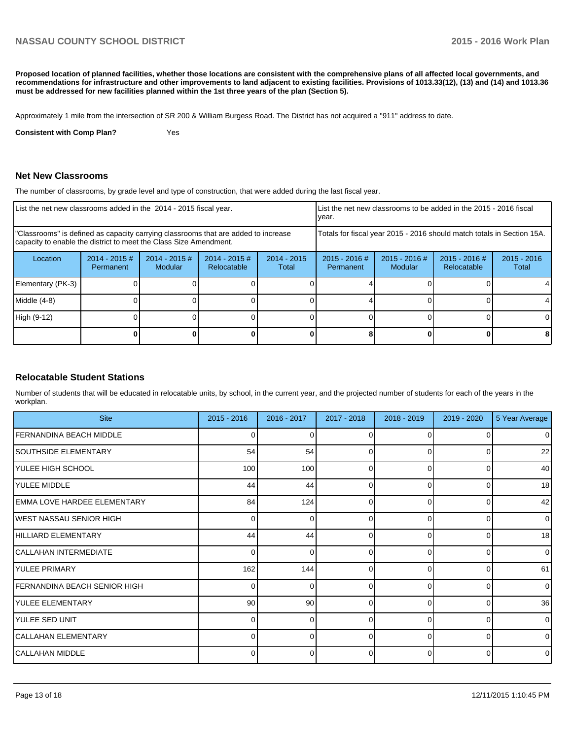**Proposed location of planned facilities, whether those locations are consistent with the comprehensive plans of all affected local governments, and recommendations for infrastructure and other improvements to land adjacent to existing facilities. Provisions of 1013.33(12), (13) and (14) and 1013.36 must be addressed for new facilities planned within the 1st three years of the plan (Section 5).**

Approximately 1 mile from the intersection of SR 200 & William Burgess Road. The District has not acquired a "911" address to date.

**Consistent with Comp Plan?** Yes

## Net New Classrooms

The number of classrooms, by grade level and type of construction, that were added during the last fiscal year.

| List the net new classrooms added in the 2014 - 2015 fiscal year. | | | | | List the net new classrooms to be added in the 2015 - 2016 fiscal year. | | | |
|---|---|---|---|---|---|---|---|---|
| "Classrooms" is defined as capacity carrying classrooms that are added to increase capacity to enable the district to meet the Class Size Amendment. | | | | | Totals for fiscal year 2015 - 2016 should match totals in Section 15A. | | | |
| Location | 2014 - 2015 # Permanent | 2014 - 2015 # Modular | 2014 - 2015 # Relocatable | 2014 - 2015 Total | 2015 - 2016 # Permanent | 2015 - 2016 # Modular | 2015 - 2016 # Relocatable | 2015 - 2016 Total |
| Elementary (PK-3) | 0 | 0 | 0 | 0 | 4 | 0 | 0 | 4 |
| Middle (4-8) | 0 | 0 | 0 | 0 | 4 | 0 | 0 | 4 |
| High (9-12) | 0 | 0 | 0 | 0 | 0 | 0 | 0 | 0 |
| | **0** | **0** | **0** | **0** | **8** | **0** | **0** | **8** |

## Relocatable Student Stations

Number of students that will be educated in relocatable units, by school, in the current year, and the projected number of students for each of the years in the workplan.

| Site | 2015 - 2016 | 2016 - 2017 | 2017 - 2018 | 2018 - 2019 | 2019 - 2020 | 5 Year Average |
|---|---|---|---|---|---|---|
| FERNANDINA BEACH MIDDLE | 0 | 0 | 0 | 0 | 0 | 0 |
| SOUTHSIDE ELEMENTARY | 54 | 54 | 0 | 0 | 0 | 22 |
| YULEE HIGH SCHOOL | 100 | 100 | 0 | 0 | 0 | 40 |
| YULEE MIDDLE | 44 | 44 | 0 | 0 | 0 | 18 |
| EMMA LOVE HARDEE ELEMENTARY | 84 | 124 | 0 | 0 | 0 | 42 |
| WEST NASSAU SENIOR HIGH | 0 | 0 | 0 | 0 | 0 | 0 |
| HILLIARD ELEMENTARY | 44 | 44 | 0 | 0 | 0 | 18 |
| CALLAHAN INTERMEDIATE | 0 | 0 | 0 | 0 | 0 | 0 |
| YULEE PRIMARY | 162 | 144 | 0 | 0 | 0 | 61 |
| FERNANDINA BEACH SENIOR HIGH | 0 | 0 | 0 | 0 | 0 | 0 |
| YULEE ELEMENTARY | 90 | 90 | 0 | 0 | 0 | 36 |
| YULEE SED UNIT | 0 | 0 | 0 | 0 | 0 | 0 |
| CALLAHAN ELEMENTARY | 0 | 0 | 0 | 0 | 0 | 0 |
| CALLAHAN MIDDLE | 0 | 0 | 0 | 0 | 0 | 0 |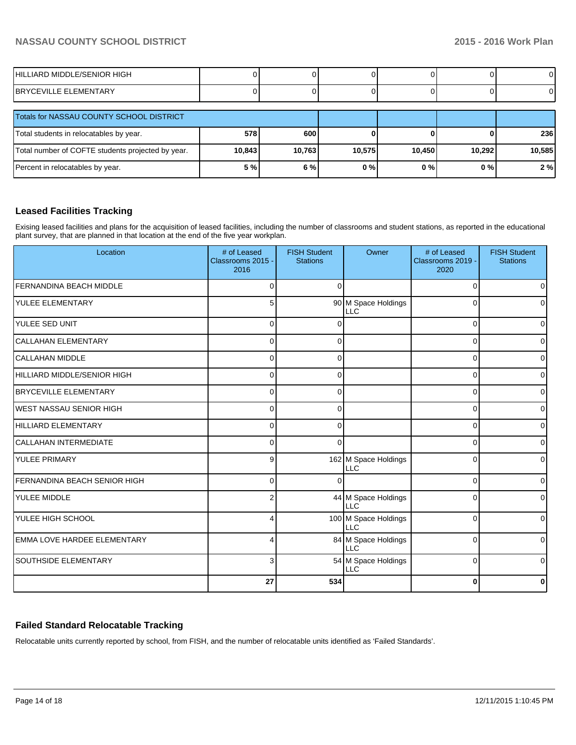| | | | | | | |
|---|---|---|---|---|---|---|
| HILLIARD MIDDLE/SENIOR HIGH | 0 | 0 | 0 | 0 | 0 | 0 |
| BRYCEVILLE ELEMENTARY | 0 | 0 | 0 | 0 | 0 | 0 |

| Totals for NASSAU COUNTY SCHOOL DISTRICT | | | | | | |
|---|---|---|---|---|---|---|
| Total students in relocatables by year. | **578** | **600** | **0** | **0** | **0** | **236** |
| Total number of COFTE students projected by year. | **10,843** | **10,763** | **10,575** | **10,450** | **10,292** | **10,585** |
| Percent in relocatables by year. | **5 %** | **6 %** | **0 %** | **0 %** | **0 %** | **2 %** |

## Leased Facilities Tracking

Exising leased facilities and plans for the acquisition of leased facilities, including the number of classrooms and student stations, as reported in the educational plant survey, that are planned in that location at the end of the five year workplan.

| Location | # of Leased Classrooms 2015 - 2016 | FISH Student Stations | Owner | # of Leased Classrooms 2019 - 2020 | FISH Student Stations |
|---|---|---|---|---|---|
| FERNANDINA BEACH MIDDLE | 0 | 0 | | 0 | 0 |
| YULEE ELEMENTARY | 5 | 90 | M Space Holdings LLC | 0 | 0 |
| YULEE SED UNIT | 0 | 0 | | 0 | 0 |
| CALLAHAN ELEMENTARY | 0 | 0 | | 0 | 0 |
| CALLAHAN MIDDLE | 0 | 0 | | 0 | 0 |
| HILLIARD MIDDLE/SENIOR HIGH | 0 | 0 | | 0 | 0 |
| BRYCEVILLE ELEMENTARY | 0 | 0 | | 0 | 0 |
| WEST NASSAU SENIOR HIGH | 0 | 0 | | 0 | 0 |
| HILLIARD ELEMENTARY | 0 | 0 | | 0 | 0 |
| CALLAHAN INTERMEDIATE | 0 | 0 | | 0 | 0 |
| YULEE PRIMARY | 9 | 162 | M Space Holdings LLC | 0 | 0 |
| FERNANDINA BEACH SENIOR HIGH | 0 | 0 | | 0 | 0 |
| YULEE MIDDLE | 2 | 44 | M Space Holdings LLC | 0 | 0 |
| YULEE HIGH SCHOOL | 4 | 100 | M Space Holdings LLC | 0 | 0 |
| EMMA LOVE HARDEE ELEMENTARY | 4 | 84 | M Space Holdings LLC | 0 | 0 |
| SOUTHSIDE ELEMENTARY | 3 | 54 | M Space Holdings LLC | 0 | 0 |
| | **27** | **534** | | **0** | **0** |

## Failed Standard Relocatable Tracking

Relocatable units currently reported by school, from FISH, and the number of relocatable units identified as 'Failed Standards'.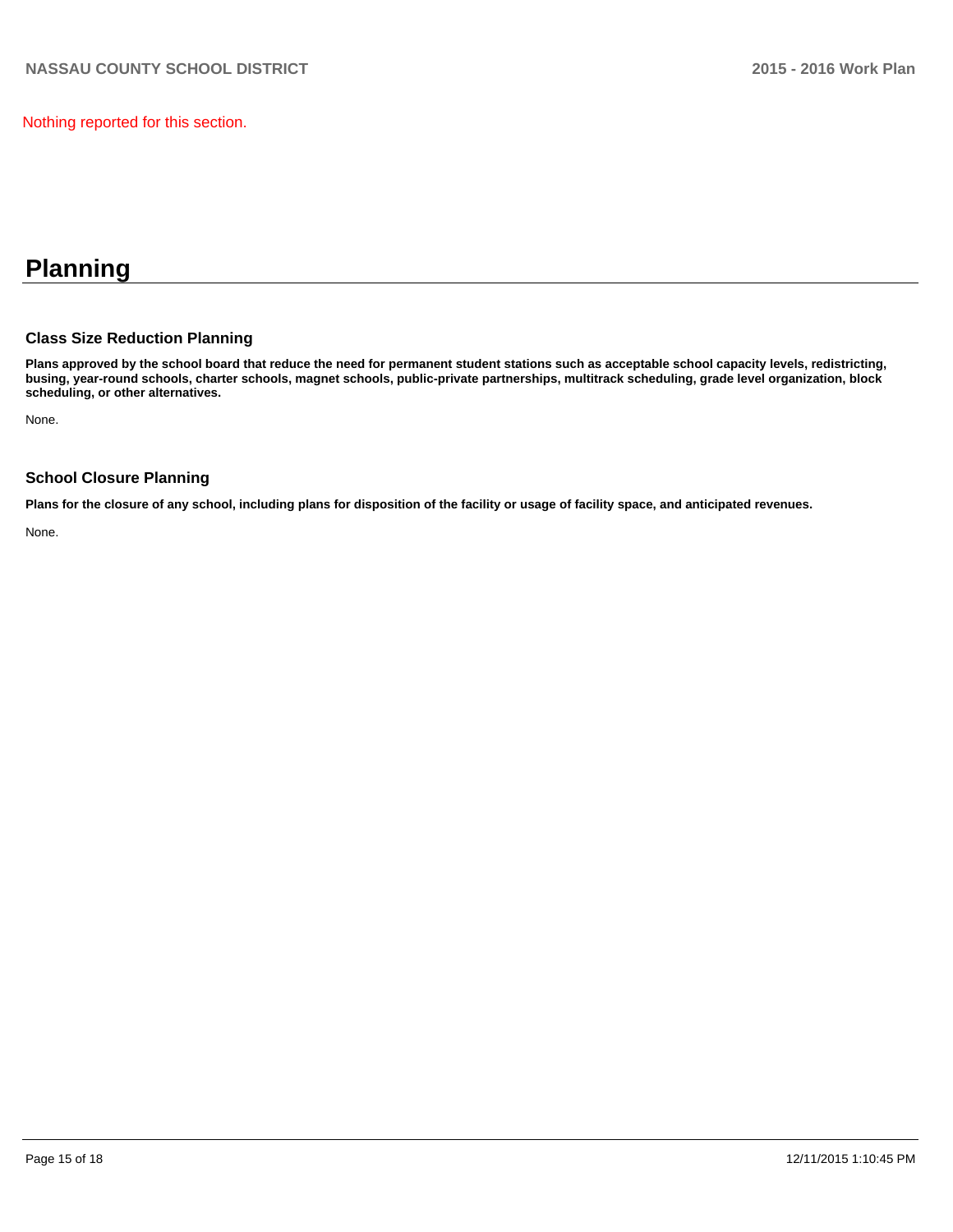Nothing reported for this section.

# Planning

### Class Size Reduction Planning

**Plans approved by the school board that reduce the need for permanent student stations such as acceptable school capacity levels, redistricting, busing, year-round schools, charter schools, magnet schools, public-private partnerships, multitrack scheduling, grade level organization, block scheduling, or other alternatives.**

None.

### School Closure Planning

**Plans for the closure of any school, including plans for disposition of the facility or usage of facility space, and anticipated revenues.**

None.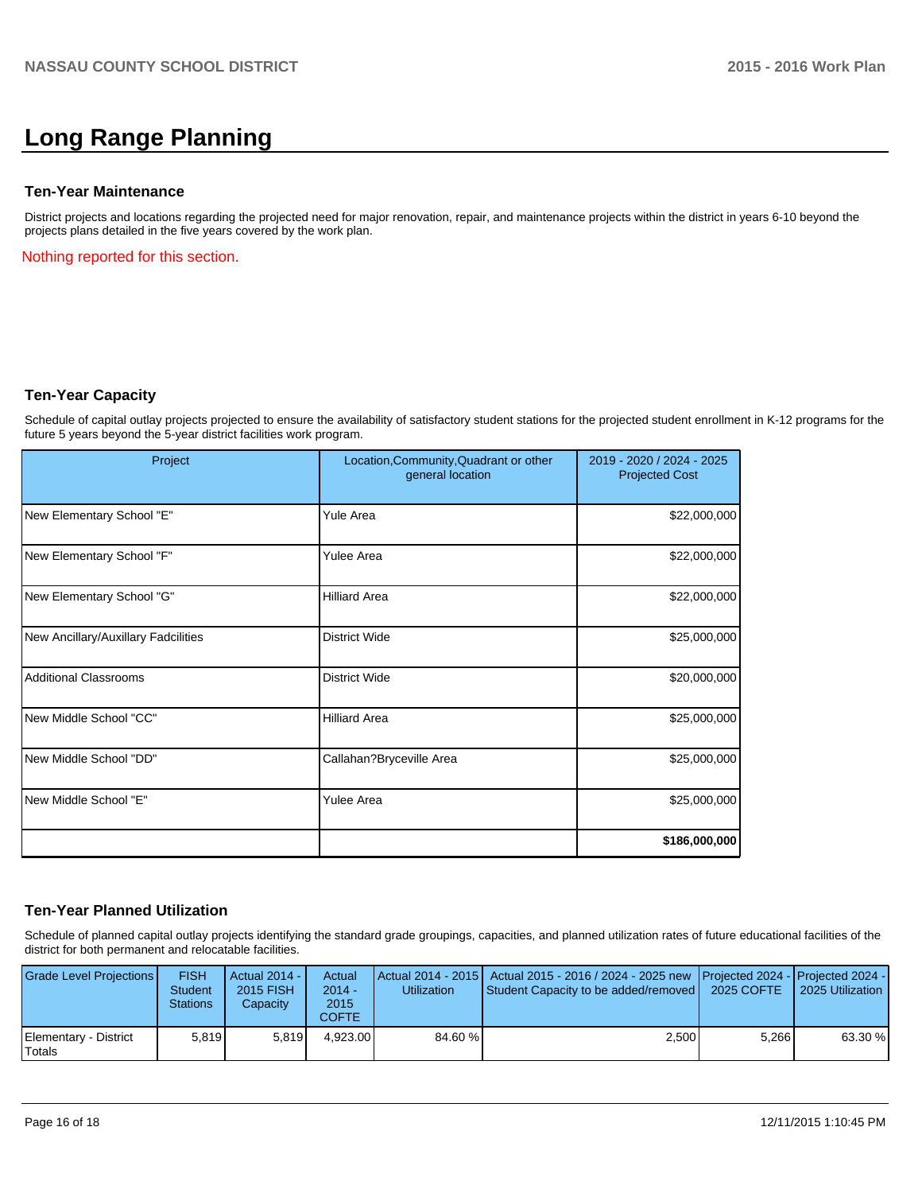# Long Range Planning

### Ten-Year Maintenance

District projects and locations regarding the projected need for major renovation, repair, and maintenance projects within the district in years 6-10 beyond the projects plans detailed in the five years covered by the work plan.

Nothing reported for this section.

### Ten-Year Capacity

Schedule of capital outlay projects projected to ensure the availability of satisfactory student stations for the projected student enrollment in K-12 programs for the future 5 years beyond the 5-year district facilities work program.

| Project | Location,Community,Quadrant or other general location | 2019 - 2020 / 2024 - 2025 Projected Cost |
|---|---|---|
| New Elementary School "E" | Yule Area | $22,000,000 |
| New Elementary School "F" | Yulee Area | $22,000,000 |
| New Elementary School "G" | Hilliard Area | $22,000,000 |
| New Ancillary/Auxillary Fadcilities | District Wide | $25,000,000 |
| Additional Classrooms | District Wide | $20,000,000 |
| New Middle School "CC" | Hilliard Area | $25,000,000 |
| New Middle School "DD" | Callahan?Bryceville Area | $25,000,000 |
| New Middle School "E" | Yulee Area | $25,000,000 |
| | | **$186,000,000** |

### Ten-Year Planned Utilization

Schedule of planned capital outlay projects identifying the standard grade groupings, capacities, and planned utilization rates of future educational facilities of the district for both permanent and relocatable facilities.

| Grade Level Projections | FISH Student Stations | Actual 2014 - 2015 FISH Capacity | Actual 2014 - 2015 COFTE | Actual 2014 - 2015 Utilization | Actual 2015 - 2016 / 2024 - 2025 new Student Capacity to be added/removed | Projected 2024 - 2025 COFTE | Projected 2024 - 2025 Utilization |
|---|---|---|---|---|---|---|---|
| Elementary - District Totals | 5,819 | 5,819 | 4,923.00 | 84.60 % | 2,500 | 5,266 | 63.30 % |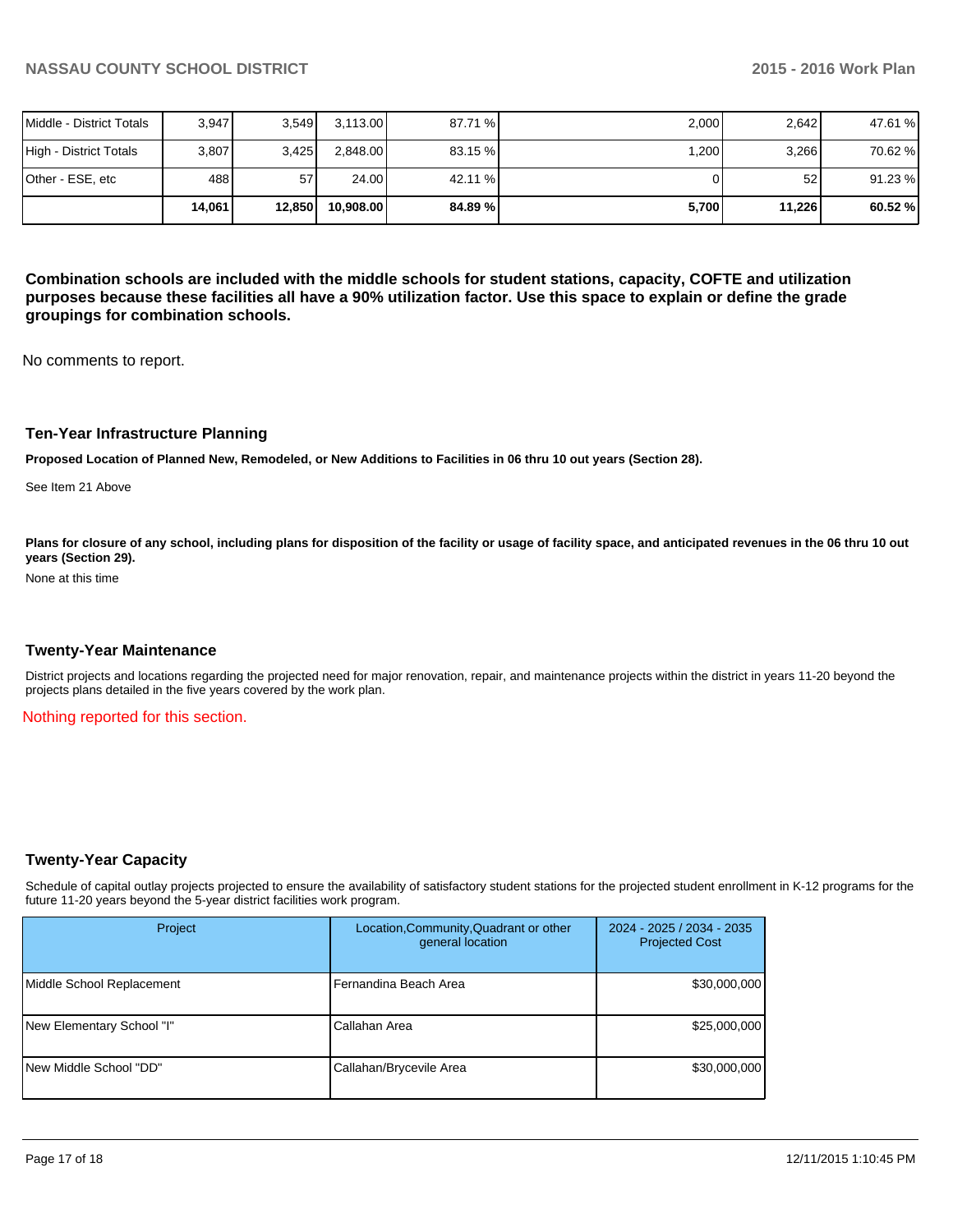| | | | | | | | |
|---|---|---|---|---|---|---|---|
| Middle - District Totals | 3,947 | 3,549 | 3,113.00 | 87.71 % | 2,000 | 2,642 | 47.61 % |
| High - District Totals | 3,807 | 3,425 | 2,848.00 | 83.15 % | 1,200 | 3,266 | 70.62 % |
| Other - ESE, etc | 488 | 57 | 24.00 | 42.11 % | 0 | 52 | 91.23 % |
| | **14,061** | **12,850** | **10,908.00** | **84.89 %** | **5,700** | **11,226** | **60.52 %** |

**Combination schools are included with the middle schools for student stations, capacity, COFTE and utilization purposes because these facilities all have a 90% utilization factor. Use this space to explain or define the grade groupings for combination schools.**

No comments to report.

## Ten-Year Infrastructure Planning

**Proposed Location of Planned New, Remodeled, or New Additions to Facilities in 06 thru 10 out years (Section 28).**

See Item 21 Above

**Plans for closure of any school, including plans for disposition of the facility or usage of facility space, and anticipated revenues in the 06 thru 10 out years (Section 29).**

None at this time

## Twenty-Year Maintenance

District projects and locations regarding the projected need for major renovation, repair, and maintenance projects within the district in years 11-20 beyond the projects plans detailed in the five years covered by the work plan.

Nothing reported for this section.

## Twenty-Year Capacity

Schedule of capital outlay projects projected to ensure the availability of satisfactory student stations for the projected student enrollment in K-12 programs for the future 11-20 years beyond the 5-year district facilities work program.

| Project | Location,Community,Quadrant or other general location | 2024 - 2025 / 2034 - 2035 Projected Cost |
|---|---|---|
| Middle School Replacement | Fernandina Beach Area | $30,000,000 |
| New Elementary School "I" | Callahan Area | $25,000,000 |
| New Middle School "DD" | Callahan/Brycevile Area | $30,000,000 |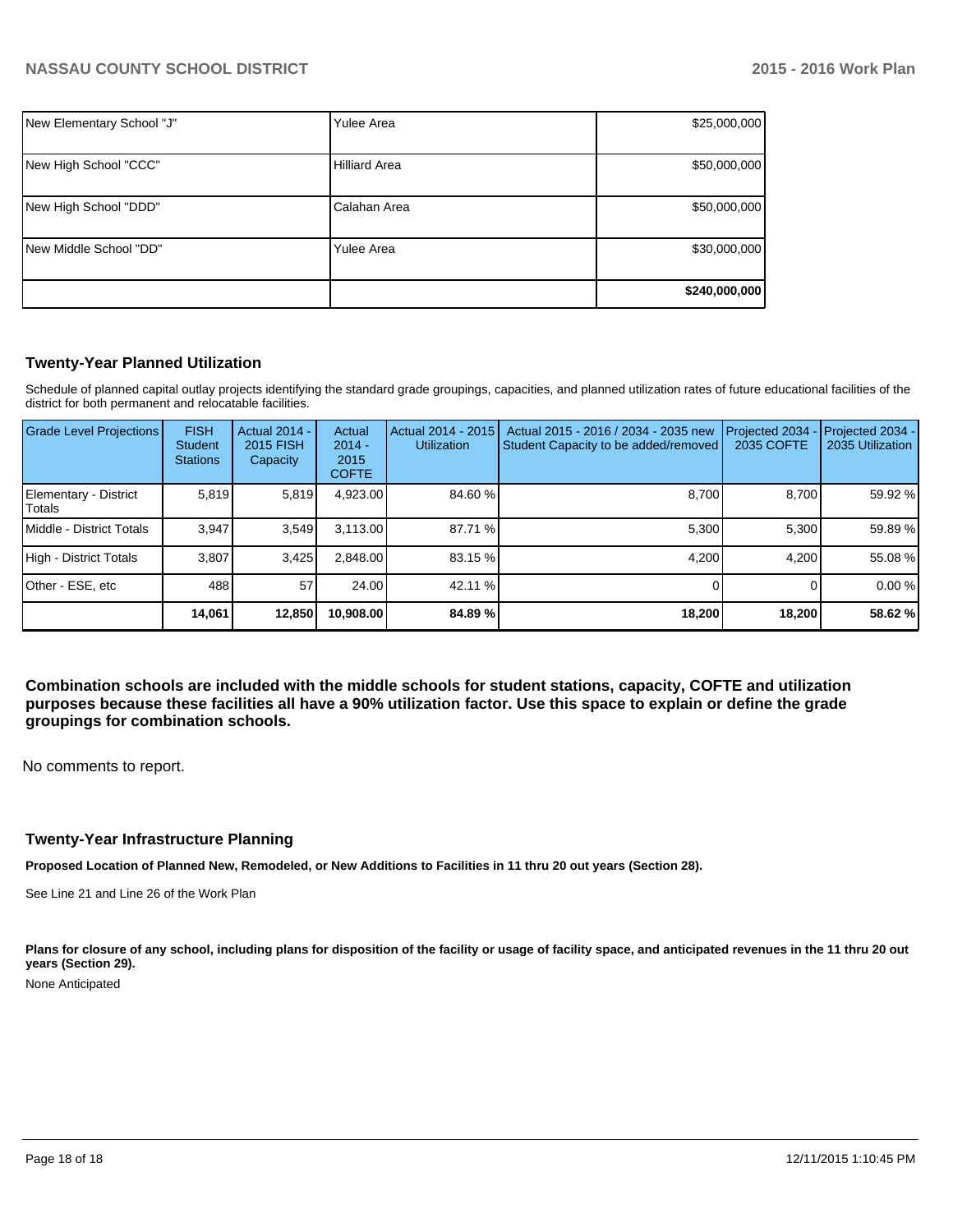| | | |
|---|---|---|
| New Elementary School "J" | Yulee Area | $25,000,000 |
| New High School "CCC" | Hilliard Area | $50,000,000 |
| New High School "DDD" | Calahan Area | $50,000,000 |
| New Middle School "DD" | Yulee Area | $30,000,000 |
| | | **$240,000,000** |

## Twenty-Year Planned Utilization

Schedule of planned capital outlay projects identifying the standard grade groupings, capacities, and planned utilization rates of future educational facilities of the district for both permanent and relocatable facilities.

| Grade Level Projections | FISH Student Stations | Actual 2014 - 2015 FISH Capacity | Actual 2014 - 2015 COFTE | Actual 2014 - 2015 Utilization | Actual 2015 - 2016 / 2034 - 2035 new Student Capacity to be added/removed | Projected 2034 - 2035 COFTE | Projected 2034 - 2035 Utilization |
|---|---|---|---|---|---|---|---|
| Elementary - District Totals | 5,819 | 5,819 | 4,923.00 | 84.60 % | 8,700 | 8,700 | 59.92 % |
| Middle - District Totals | 3,947 | 3,549 | 3,113.00 | 87.71 % | 5,300 | 5,300 | 59.89 % |
| High - District Totals | 3,807 | 3,425 | 2,848.00 | 83.15 % | 4,200 | 4,200 | 55.08 % |
| Other - ESE, etc | 488 | 57 | 24.00 | 42.11 % | 0 | 0 | 0.00 % |
| | **14,061** | **12,850** | **10,908.00** | **84.89 %** | **18,200** | **18,200** | **58.62 %** |

**Combination schools are included with the middle schools for student stations, capacity, COFTE and utilization purposes because these facilities all have a 90% utilization factor. Use this space to explain or define the grade groupings for combination schools.**

No comments to report.

## Twenty-Year Infrastructure Planning

**Proposed Location of Planned New, Remodeled, or New Additions to Facilities in 11 thru 20 out years (Section 28).**

See Line 21 and Line 26 of the Work Plan

**Plans for closure of any school, including plans for disposition of the facility or usage of facility space, and anticipated revenues in the 11 thru 20 out years (Section 29).**

None Anticipated